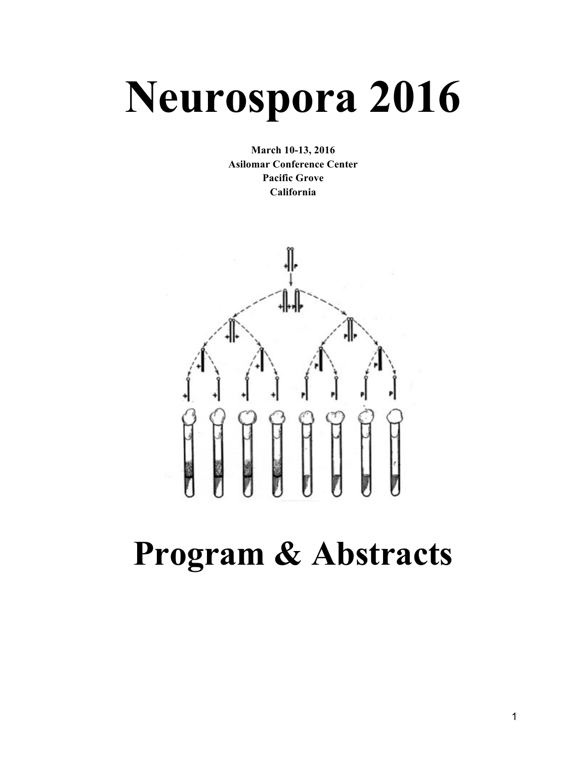# Neurospora 2016

**March 10-13, 2016**
**Asilomar Conference Center**
**Pacific Grove**
**California**

# Program & Abstracts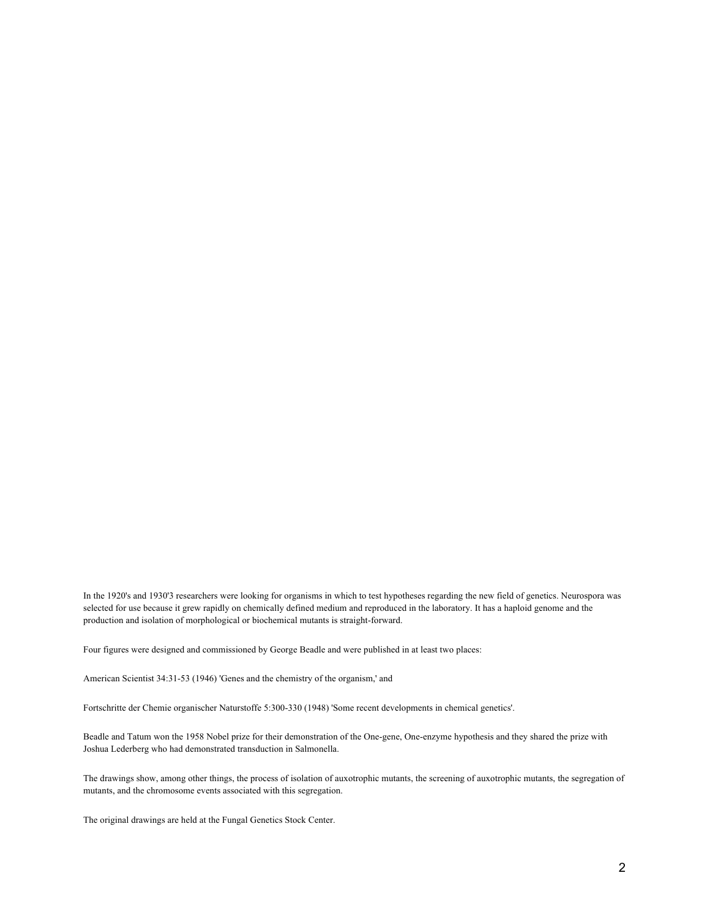In the 1920's and 1930'3 researchers were looking for organisms in which to test hypotheses regarding the new field of genetics. Neurospora was selected for use because it grew rapidly on chemically defined medium and reproduced in the laboratory. It has a haploid genome and the production and isolation of morphological or biochemical mutants is straight-forward.

Four figures were designed and commissioned by George Beadle and were published in at least two places:

American Scientist 34:31-53 (1946) 'Genes and the chemistry of the organism,' and

Fortschritte der Chemie organischer Naturstoffe 5:300-330 (1948) 'Some recent developments in chemical genetics'.

Beadle and Tatum won the 1958 Nobel prize for their demonstration of the One-gene, One-enzyme hypothesis and they shared the prize with Joshua Lederberg who had demonstrated transduction in Salmonella.

The drawings show, among other things, the process of isolation of auxotrophic mutants, the screening of auxotrophic mutants, the segregation of mutants, and the chromosome events associated with this segregation.

The original drawings are held at the Fungal Genetics Stock Center.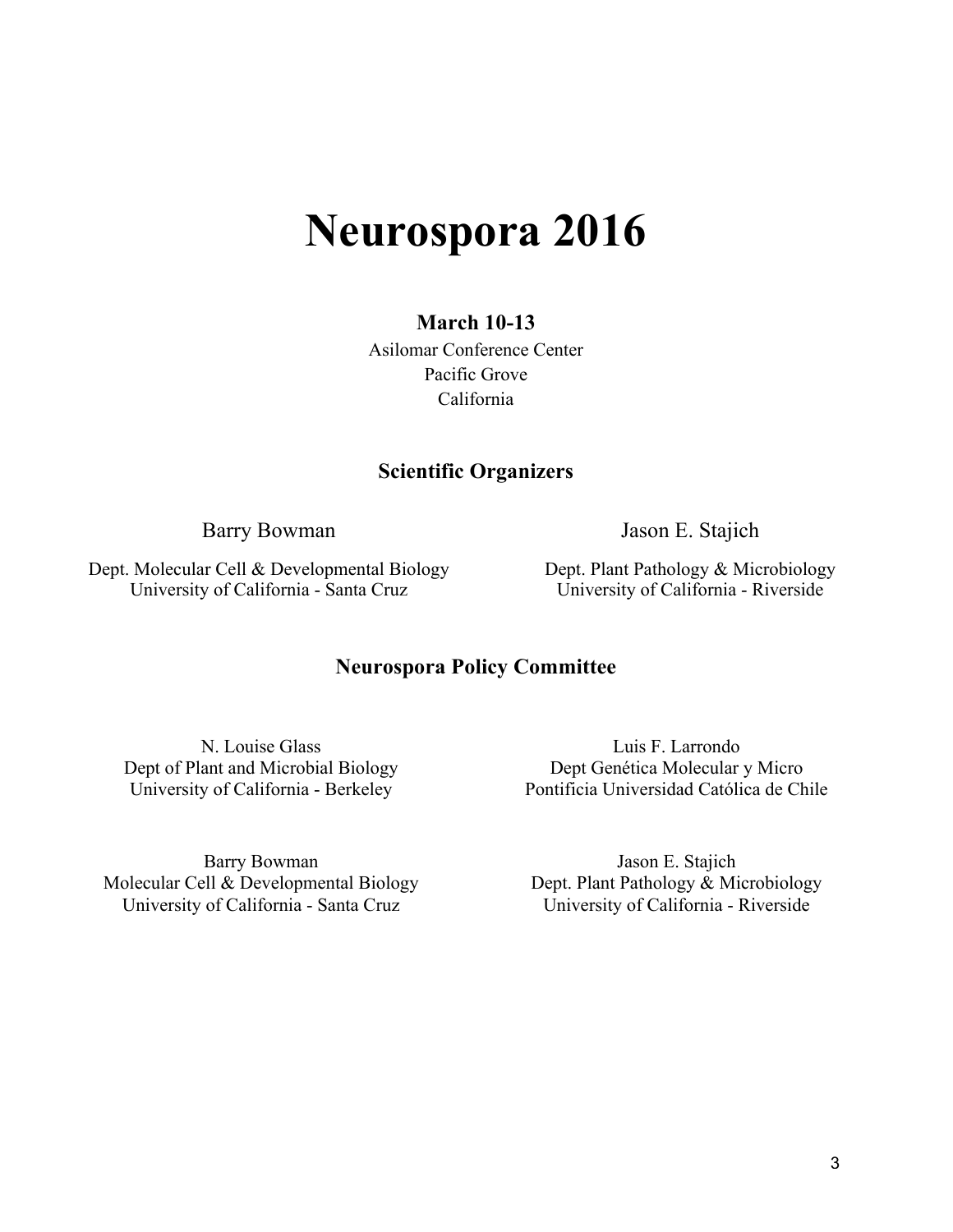# Neurospora 2016

**March 10-13**

Asilomar Conference Center
Pacific Grove
California

## Scientific Organizers

Barry Bowman
Dept. Molecular Cell & Developmental Biology
University of California - Santa Cruz

Jason E. Stajich
Dept. Plant Pathology & Microbiology
University of California - Riverside

## Neurospora Policy Committee

N. Louise Glass
Dept of Plant and Microbial Biology
University of California - Berkeley

Luis F. Larrondo
Dept Genética Molecular y Micro
Pontificia Universidad Católica de Chile

Barry Bowman
Molecular Cell & Developmental Biology
University of California - Santa Cruz

Jason E. Stajich
Dept. Plant Pathology & Microbiology
University of California - Riverside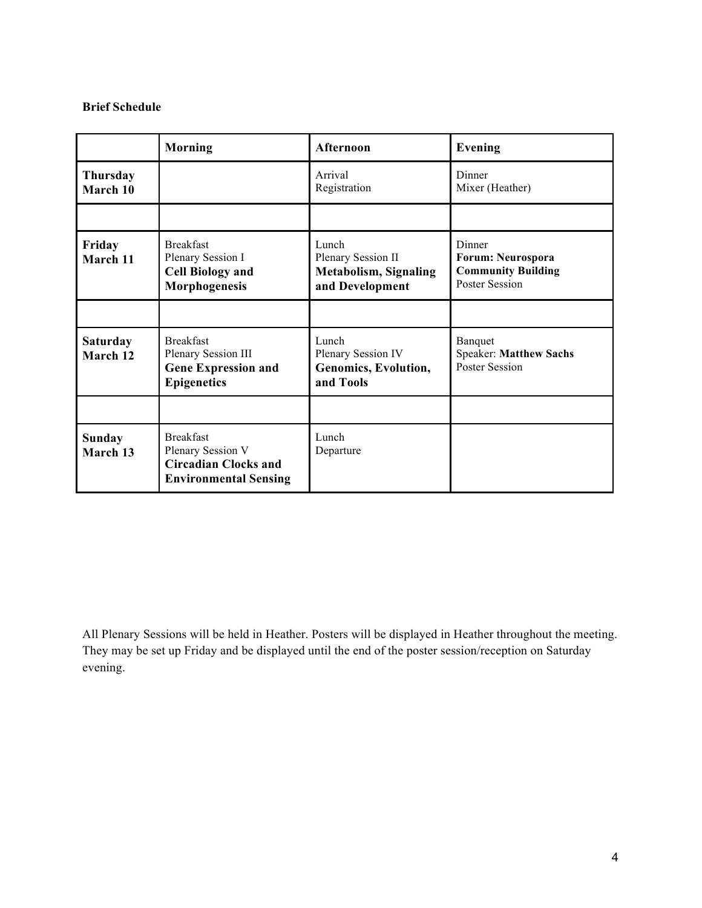**Brief Schedule**

| | **Morning** | **Afternoon** | **Evening** |
|---|---|---|---|
| **Thursday March 10** | | Arrival<br>Registration | Dinner<br>Mixer (Heather) |
| | | | |
| **Friday March 11** | Breakfast<br>Plenary Session I<br>**Cell Biology and Morphogenesis** | Lunch<br>Plenary Session II<br>**Metabolism, Signaling and Development** | Dinner<br>**Forum: Neurospora Community Building**<br>Poster Session |
| | | | |
| **Saturday March 12** | Breakfast<br>Plenary Session III<br>**Gene Expression and Epigenetics** | Lunch<br>Plenary Session IV<br>**Genomics, Evolution, and Tools** | Banquet<br>Speaker: **Matthew Sachs**<br>Poster Session |
| | | | |
| **Sunday March 13** | Breakfast<br>Plenary Session V<br>**Circadian Clocks and Environmental Sensing** | Lunch<br>Departure | |

All Plenary Sessions will be held in Heather. Posters will be displayed in Heather throughout the meeting. They may be set up Friday and be displayed until the end of the poster session/reception on Saturday evening.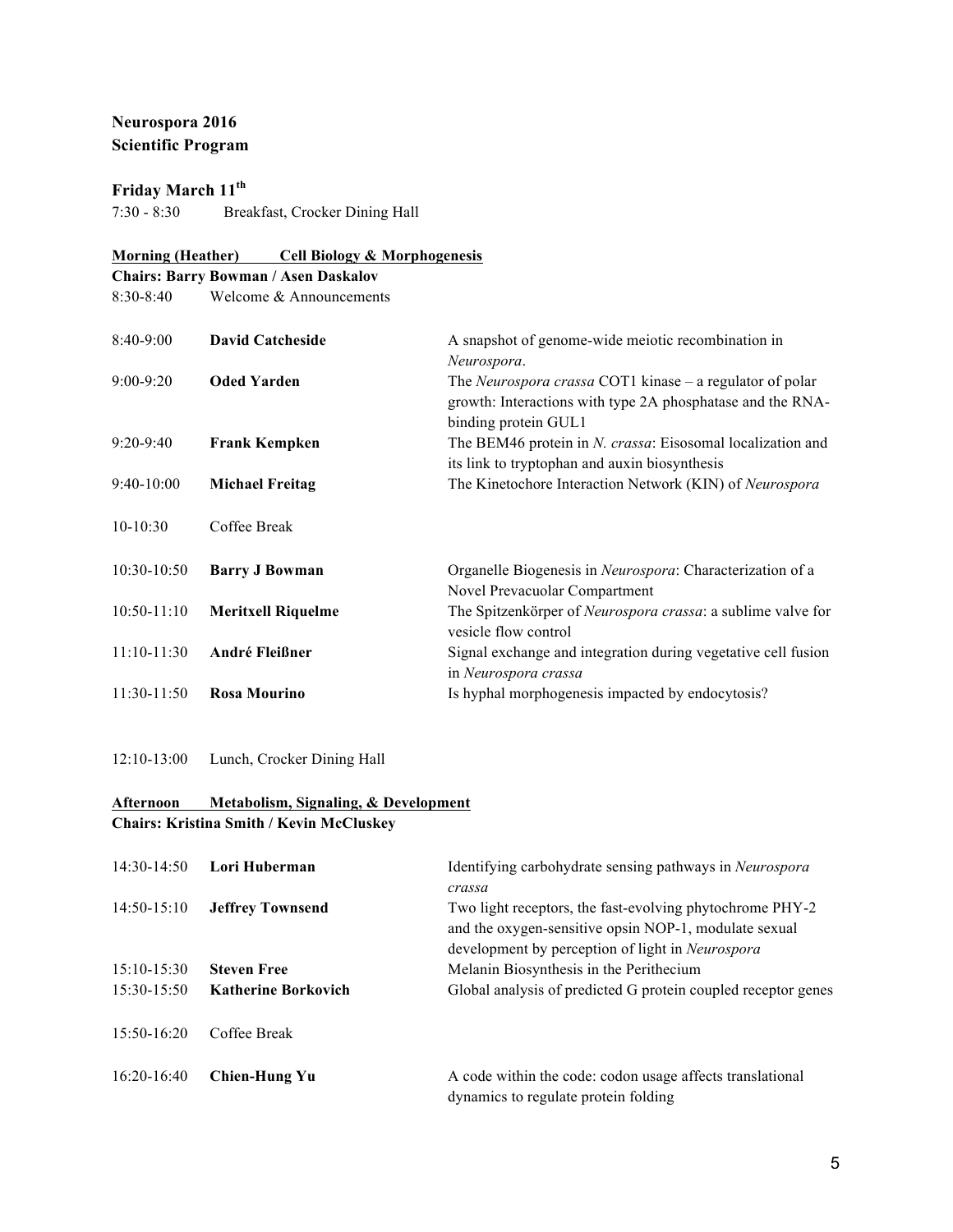**Neurospora 2016**
**Scientific Program**

**Friday March 11th**

7:30 - 8:30 Breakfast, Crocker Dining Hall

**Morning (Heather) Cell Biology & Morphogenesis**

**Chairs: Barry Bowman / Asen Daskalov**

8:30-8:40 Welcome & Announcements

| | | |
|---|---|---|
| 8:40-9:00 | **David Catcheside** | A snapshot of genome-wide meiotic recombination in *Neurospora*. |
| 9:00-9:20 | **Oded Yarden** | The *Neurospora crassa* COT1 kinase – a regulator of polar growth: Interactions with type 2A phosphatase and the RNA-binding protein GUL1 |
| 9:20-9:40 | **Frank Kempken** | The BEM46 protein in *N. crassa*: Eisosomal localization and its link to tryptophan and auxin biosynthesis |
| 9:40-10:00 | **Michael Freitag** | The Kinetochore Interaction Network (KIN) of *Neurospora* |
| 10-10:30 | Coffee Break | |
| 10:30-10:50 | **Barry J Bowman** | Organelle Biogenesis in *Neurospora*: Characterization of a Novel Prevacuolar Compartment |
| 10:50-11:10 | **Meritxell Riquelme** | The Spitzenkörper of *Neurospora crassa*: a sublime valve for vesicle flow control |
| 11:10-11:30 | **André Fleißner** | Signal exchange and integration during vegetative cell fusion in *Neurospora crassa* |
| 11:30-11:50 | **Rosa Mourino** | Is hyphal morphogenesis impacted by endocytosis? |

12:10-13:00 Lunch, Crocker Dining Hall

**Afternoon Metabolism, Signaling, & Development**

**Chairs: Kristina Smith / Kevin McCluskey**

| | | |
|---|---|---|
| 14:30-14:50 | **Lori Huberman** | Identifying carbohydrate sensing pathways in *Neurospora crassa* |
| 14:50-15:10 | **Jeffrey Townsend** | Two light receptors, the fast-evolving phytochrome PHY-2 and the oxygen-sensitive opsin NOP-1, modulate sexual development by perception of light in *Neurospora* |
| 15:10-15:30 | **Steven Free** | Melanin Biosynthesis in the Perithecium |
| 15:30-15:50 | **Katherine Borkovich** | Global analysis of predicted G protein coupled receptor genes |
| 15:50-16:20 | Coffee Break | |
| 16:20-16:40 | **Chien-Hung Yu** | A code within the code: codon usage affects translational dynamics to regulate protein folding |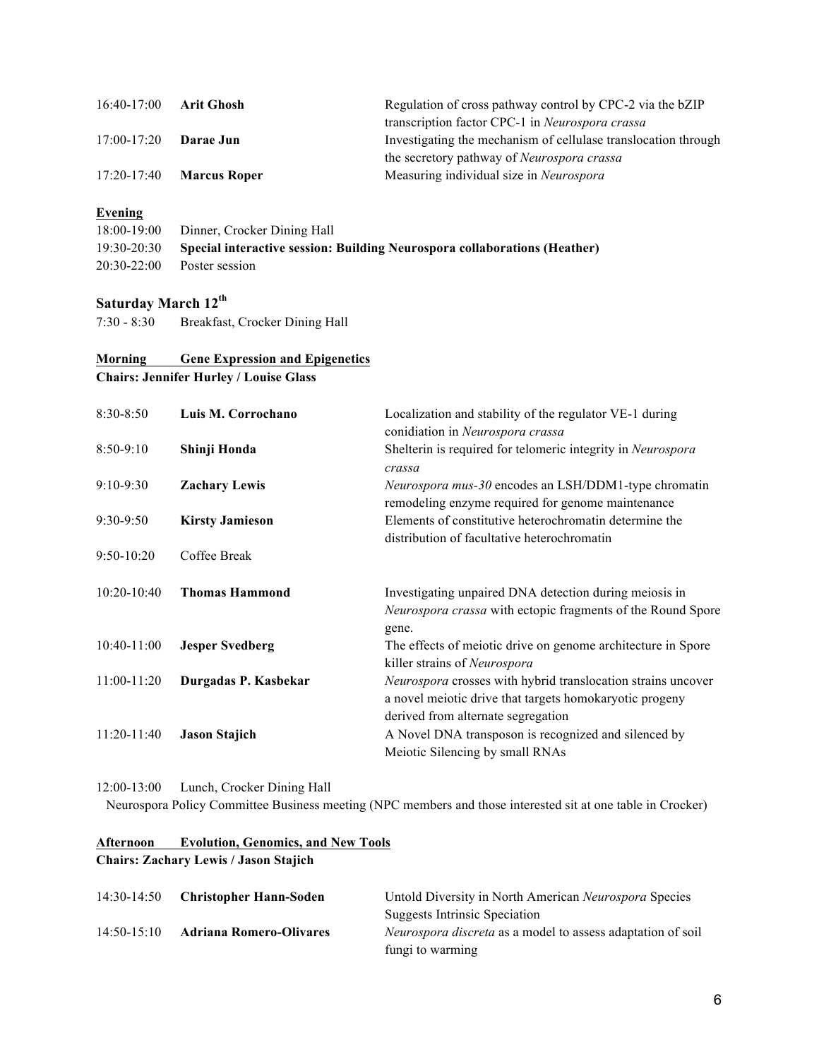| | | |
|---|---|---|
| 16:40-17:00 | **Arit Ghosh** | Regulation of cross pathway control by CPC-2 via the bZIP transcription factor CPC-1 in *Neurospora crassa* |
| 17:00-17:20 | **Darae Jun** | Investigating the mechanism of cellulase translocation through the secretory pathway of *Neurospora crassa* |
| 17:20-17:40 | **Marcus Roper** | Measuring individual size in *Neurospora* |

**Evening**

18:00-19:00 Dinner, Crocker Dining Hall

19:30-20:30 **Special interactive session: Building Neurospora collaborations (Heather)**

20:30-22:00 Poster session

### Saturday March 12th

7:30 - 8:30 Breakfast, Crocker Dining Hall

**Morning Gene Expression and Epigenetics**

**Chairs: Jennifer Hurley / Louise Glass**

| | | |
|---|---|---|
| 8:30-8:50 | **Luis M. Corrochano** | Localization and stability of the regulator VE-1 during conidiation in *Neurospora crassa* |
| 8:50-9:10 | **Shinji Honda** | Shelterin is required for telomeric integrity in *Neurospora crassa* |
| 9:10-9:30 | **Zachary Lewis** | *Neurospora mus-30* encodes an LSH/DDM1-type chromatin remodeling enzyme required for genome maintenance |
| 9:30-9:50 | **Kirsty Jamieson** | Elements of constitutive heterochromatin determine the distribution of facultative heterochromatin |
| 9:50-10:20 | Coffee Break | |
| 10:20-10:40 | **Thomas Hammond** | Investigating unpaired DNA detection during meiosis in *Neurospora crassa* with ectopic fragments of the Round Spore gene. |
| 10:40-11:00 | **Jesper Svedberg** | The effects of meiotic drive on genome architecture in Spore killer strains of *Neurospora* |
| 11:00-11:20 | **Durgadas P. Kasbekar** | *Neurospora* crosses with hybrid translocation strains uncover a novel meiotic drive that targets homokaryotic progeny derived from alternate segregation |
| 11:20-11:40 | **Jason Stajich** | A Novel DNA transposon is recognized and silenced by Meiotic Silencing by small RNAs |

12:00-13:00 Lunch, Crocker Dining Hall

Neurospora Policy Committee Business meeting (NPC members and those interested sit at one table in Crocker)

**Afternoon Evolution, Genomics, and New Tools**

**Chairs: Zachary Lewis / Jason Stajich**

| | | |
|---|---|---|
| 14:30-14:50 | **Christopher Hann-Soden** | Untold Diversity in North American *Neurospora* Species Suggests Intrinsic Speciation |
| 14:50-15:10 | **Adriana Romero-Olivares** | *Neurospora discreta* as a model to assess adaptation of soil fungi to warming |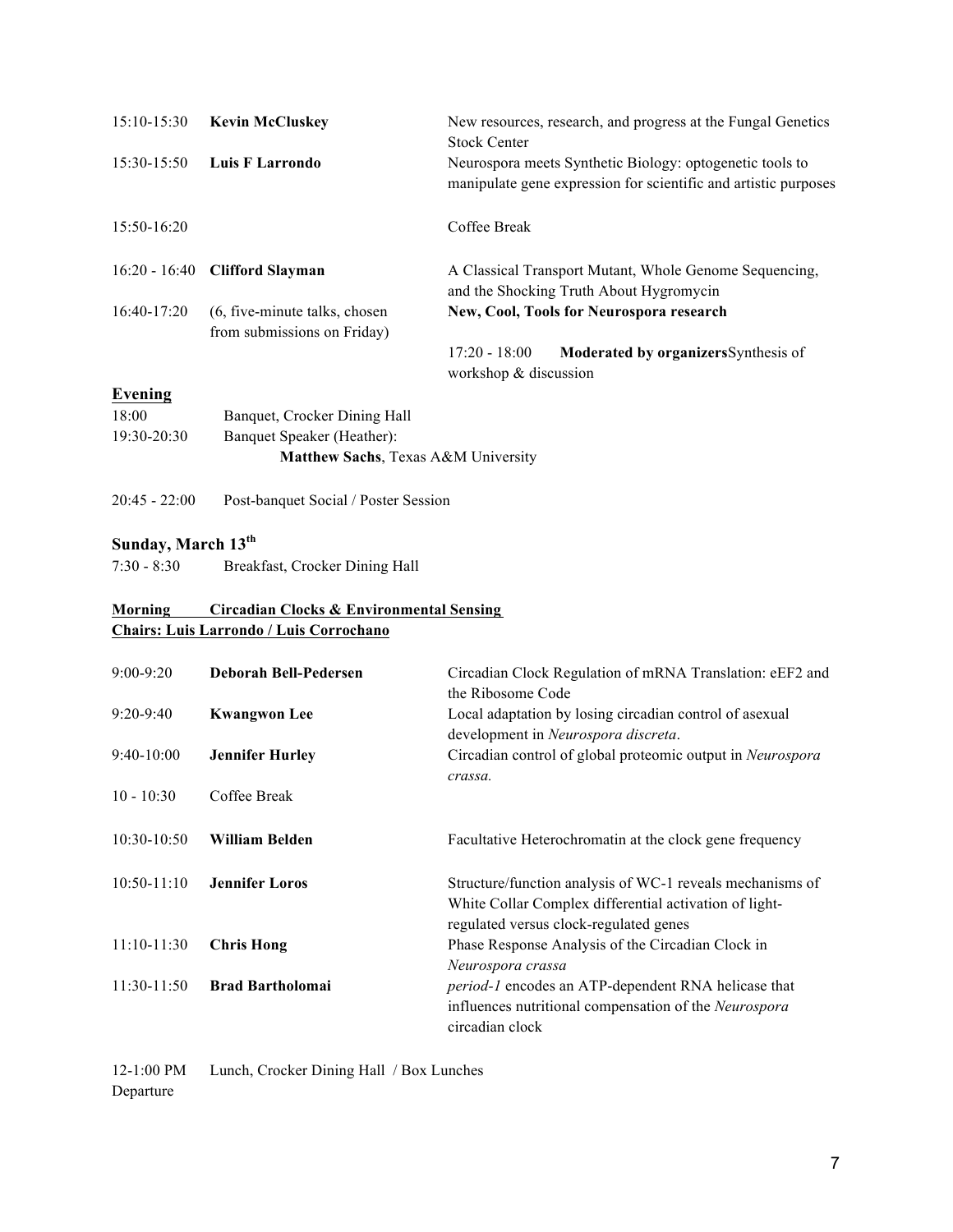| | | |
|---|---|---|
| 15:10-15:30 | **Kevin McCluskey** | New resources, research, and progress at the Fungal Genetics Stock Center |
| 15:30-15:50 | **Luis F Larrondo** | Neurospora meets Synthetic Biology: optogenetic tools to manipulate gene expression for scientific and artistic purposes |
| 15:50-16:20 | | Coffee Break |
| 16:20 - 16:40 | **Clifford Slayman** | A Classical Transport Mutant, Whole Genome Sequencing, and the Shocking Truth About Hygromycin |
| 16:40-17:20 | (6, five-minute talks, chosen from submissions on Friday) | **New, Cool, Tools for Neurospora research** |
| | | 17:20 - 18:00 **Moderated by organizers**Synthesis of workshop & discussion |

## Evening

| | |
|---|---|
| 18:00 | Banquet, Crocker Dining Hall |
| 19:30-20:30 | Banquet Speaker (Heather): **Matthew Sachs**, Texas A&M University |
| 20:45 - 22:00 | Post-banquet Social / Poster Session |

## Sunday, March 13th

7:30 - 8:30 Breakfast, Crocker Dining Hall

**Morning Circadian Clocks & Environmental Sensing**
**Chairs: Luis Larrondo / Luis Corrochano**

| | | |
|---|---|---|
| 9:00-9:20 | **Deborah Bell-Pedersen** | Circadian Clock Regulation of mRNA Translation: eEF2 and the Ribosome Code |
| 9:20-9:40 | **Kwangwon Lee** | Local adaptation by losing circadian control of asexual development in *Neurospora discreta*. |
| 9:40-10:00 | **Jennifer Hurley** | Circadian control of global proteomic output in *Neurospora crassa.* |
| 10 - 10:30 | Coffee Break | |
| 10:30-10:50 | **William Belden** | Facultative Heterochromatin at the clock gene frequency |
| 10:50-11:10 | **Jennifer Loros** | Structure/function analysis of WC-1 reveals mechanisms of White Collar Complex differential activation of light-regulated versus clock-regulated genes |
| 11:10-11:30 | **Chris Hong** | Phase Response Analysis of the Circadian Clock in *Neurospora crassa* |
| 11:30-11:50 | **Brad Bartholomai** | *period-1* encodes an ATP-dependent RNA helicase that influences nutritional compensation of the *Neurospora* circadian clock |

12-1:00 PM Lunch, Crocker Dining Hall / Box Lunches
Departure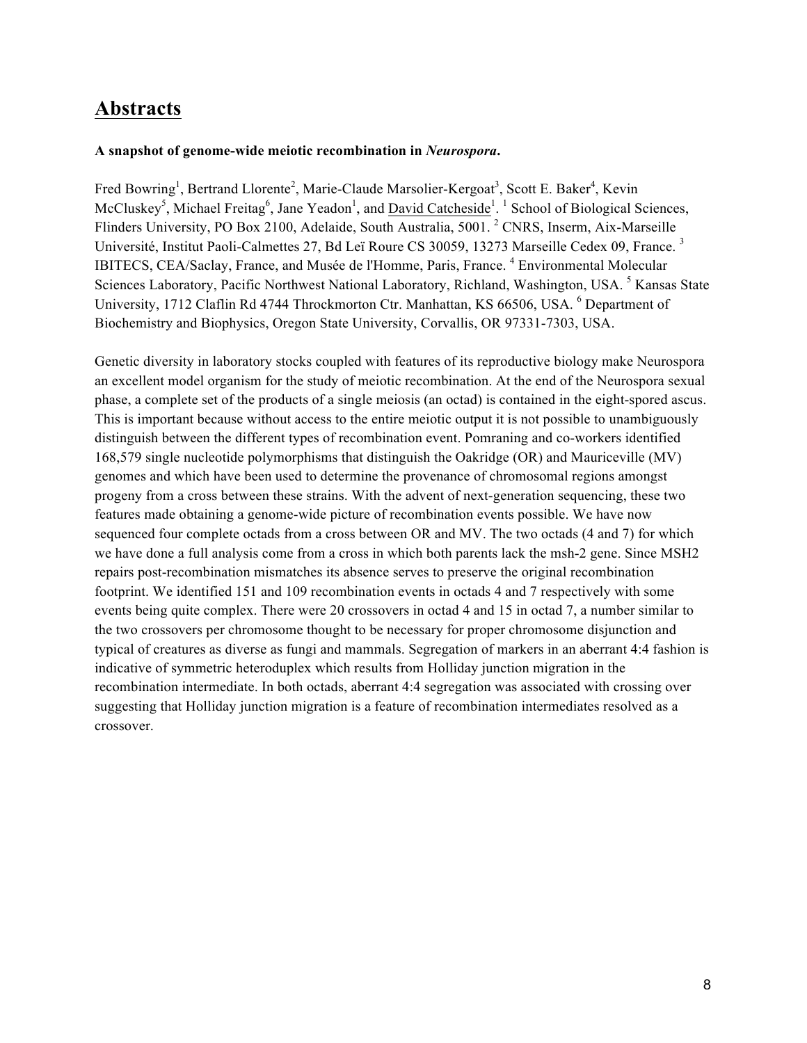## Abstracts

**A snapshot of genome-wide meiotic recombination in *Neurospora*.**

Fred Bowring[1], Bertrand Llorente[2], Marie-Claude Marsolier-Kergoat[3], Scott E. Baker[4], Kevin McCluskey[5], Michael Freitag[6], Jane Yeadon[1], and David Catcheside[1]. [1] School of Biological Sciences, Flinders University, PO Box 2100, Adelaide, South Australia, 5001. [2] CNRS, Inserm, Aix-Marseille Université, Institut Paoli-Calmettes 27, Bd Leï Roure CS 30059, 13273 Marseille Cedex 09, France. [3] IBITECS, CEA/Saclay, France, and Musée de l'Homme, Paris, France. [4] Environmental Molecular Sciences Laboratory, Pacific Northwest National Laboratory, Richland, Washington, USA. [5] Kansas State University, 1712 Claflin Rd 4744 Throckmorton Ctr. Manhattan, KS 66506, USA. [6] Department of Biochemistry and Biophysics, Oregon State University, Corvallis, OR 97331-7303, USA.

Genetic diversity in laboratory stocks coupled with features of its reproductive biology make Neurospora an excellent model organism for the study of meiotic recombination. At the end of the Neurospora sexual phase, a complete set of the products of a single meiosis (an octad) is contained in the eight-spored ascus. This is important because without access to the entire meiotic output it is not possible to unambiguously distinguish between the different types of recombination event. Pomraning and co-workers identified 168,579 single nucleotide polymorphisms that distinguish the Oakridge (OR) and Mauriceville (MV) genomes and which have been used to determine the provenance of chromosomal regions amongst progeny from a cross between these strains. With the advent of next-generation sequencing, these two features made obtaining a genome-wide picture of recombination events possible. We have now sequenced four complete octads from a cross between OR and MV. The two octads (4 and 7) for which we have done a full analysis come from a cross in which both parents lack the msh-2 gene. Since MSH2 repairs post-recombination mismatches its absence serves to preserve the original recombination footprint. We identified 151 and 109 recombination events in octads 4 and 7 respectively with some events being quite complex. There were 20 crossovers in octad 4 and 15 in octad 7, a number similar to the two crossovers per chromosome thought to be necessary for proper chromosome disjunction and typical of creatures as diverse as fungi and mammals. Segregation of markers in an aberrant 4:4 fashion is indicative of symmetric heteroduplex which results from Holliday junction migration in the recombination intermediate. In both octads, aberrant 4:4 segregation was associated with crossing over suggesting that Holliday junction migration is a feature of recombination intermediates resolved as a crossover.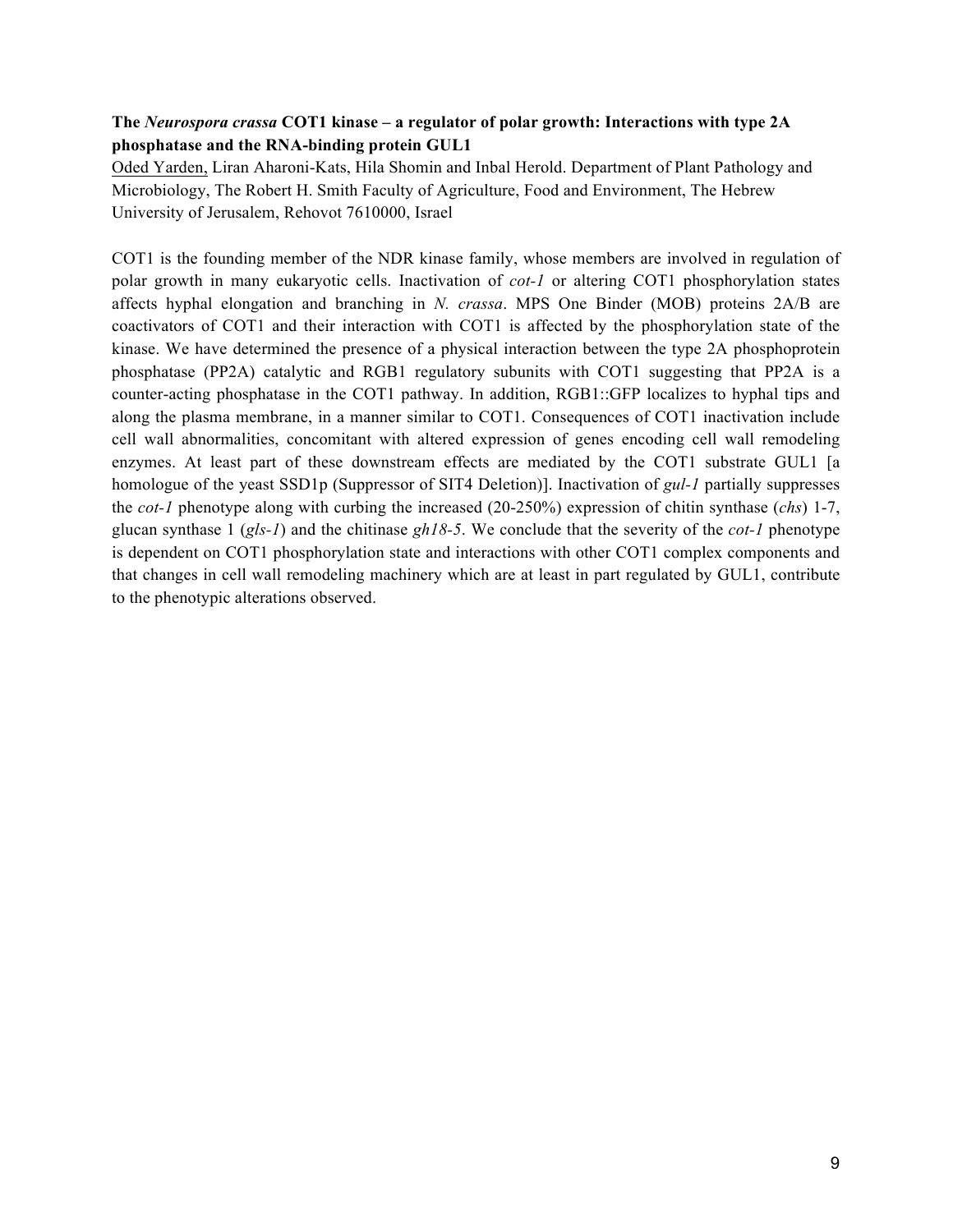**The *Neurospora crassa* COT1 kinase – a regulator of polar growth: Interactions with type 2A phosphatase and the RNA-binding protein GUL1**

<u>Oded Yarden,</u> Liran Aharoni-Kats, Hila Shomin and Inbal Herold. Department of Plant Pathology and Microbiology, The Robert H. Smith Faculty of Agriculture, Food and Environment, The Hebrew University of Jerusalem, Rehovot 7610000, Israel

COT1 is the founding member of the NDR kinase family, whose members are involved in regulation of polar growth in many eukaryotic cells. Inactivation of *cot-1* or altering COT1 phosphorylation states affects hyphal elongation and branching in *N. crassa*. MPS One Binder (MOB) proteins 2A/B are coactivators of COT1 and their interaction with COT1 is affected by the phosphorylation state of the kinase. We have determined the presence of a physical interaction between the type 2A phosphoprotein phosphatase (PP2A) catalytic and RGB1 regulatory subunits with COT1 suggesting that PP2A is a counter-acting phosphatase in the COT1 pathway. In addition, RGB1::GFP localizes to hyphal tips and along the plasma membrane, in a manner similar to COT1. Consequences of COT1 inactivation include cell wall abnormalities, concomitant with altered expression of genes encoding cell wall remodeling enzymes. At least part of these downstream effects are mediated by the COT1 substrate GUL1 [a homologue of the yeast SSD1p (Suppressor of SIT4 Deletion)]. Inactivation of *gul-1* partially suppresses the *cot-1* phenotype along with curbing the increased (20-250%) expression of chitin synthase (*chs*) 1-7, glucan synthase 1 (*gls-1*) and the chitinase *gh18-5*. We conclude that the severity of the *cot-1* phenotype is dependent on COT1 phosphorylation state and interactions with other COT1 complex components and that changes in cell wall remodeling machinery which are at least in part regulated by GUL1, contribute to the phenotypic alterations observed.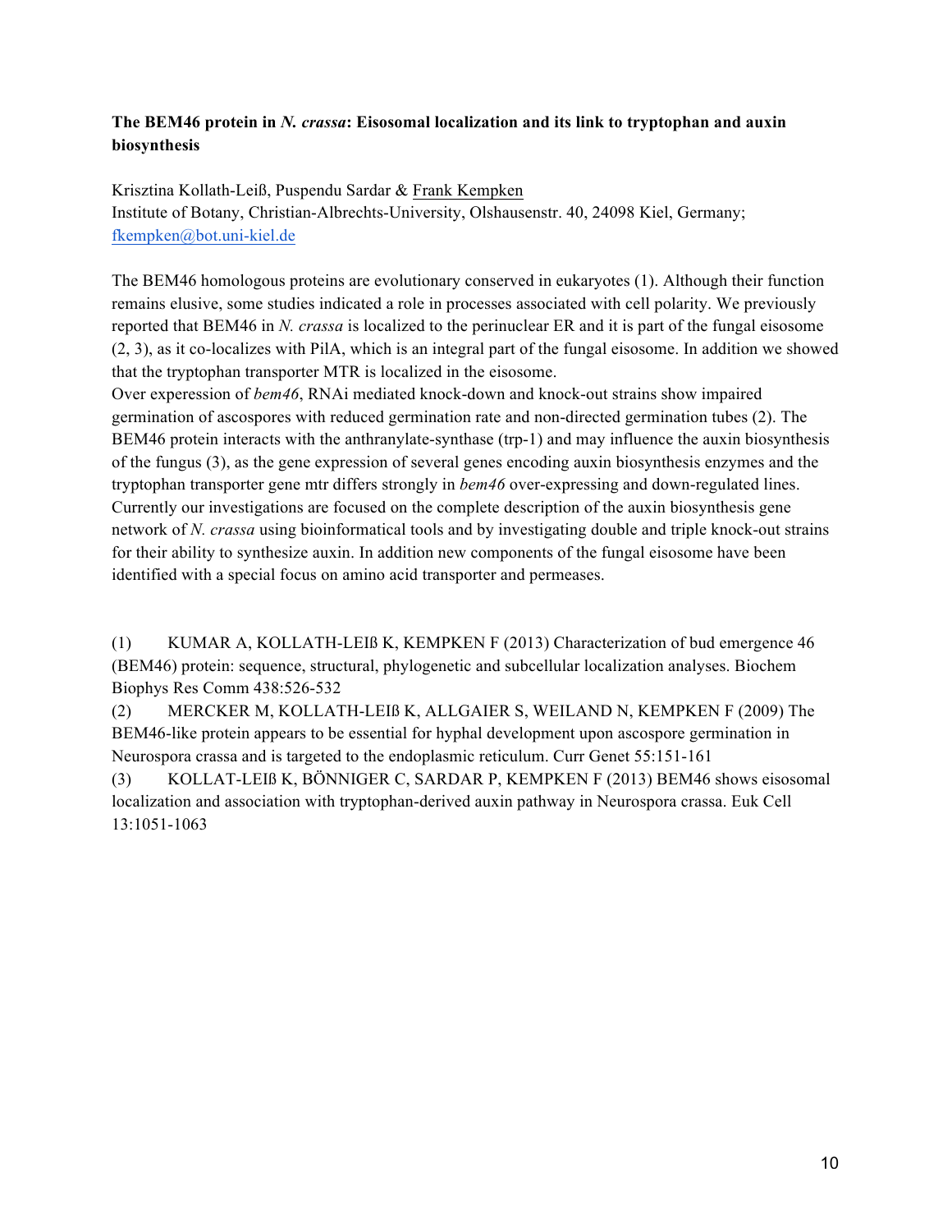### The BEM46 protein in *N. crassa*: Eisosomal localization and its link to tryptophan and auxin biosynthesis

Krisztina Kollath-Leiß, Puspendu Sardar & Frank Kempken
Institute of Botany, Christian-Albrechts-University, Olshausenstr. 40, 24098 Kiel, Germany; fkempken@bot.uni-kiel.de

The BEM46 homologous proteins are evolutionary conserved in eukaryotes (1). Although their function remains elusive, some studies indicated a role in processes associated with cell polarity. We previously reported that BEM46 in *N. crassa* is localized to the perinuclear ER and it is part of the fungal eisosome (2, 3), as it co-localizes with PilA, which is an integral part of the fungal eisosome. In addition we showed that the tryptophan transporter MTR is localized in the eisosome.
Over experession of *bem46*, RNAi mediated knock-down and knock-out strains show impaired germination of ascospores with reduced germination rate and non-directed germination tubes (2). The BEM46 protein interacts with the anthranylate-synthase (trp-1) and may influence the auxin biosynthesis of the fungus (3), as the gene expression of several genes encoding auxin biosynthesis enzymes and the tryptophan transporter gene mtr differs strongly in *bem46* over-expressing and down-regulated lines. Currently our investigations are focused on the complete description of the auxin biosynthesis gene network of *N. crassa* using bioinformatical tools and by investigating double and triple knock-out strains for their ability to synthesize auxin. In addition new components of the fungal eisosome have been identified with a special focus on amino acid transporter and permeases.

(1) KUMAR A, KOLLATH-LEIß K, KEMPKEN F (2013) Characterization of bud emergence 46 (BEM46) protein: sequence, structural, phylogenetic and subcellular localization analyses. Biochem Biophys Res Comm 438:526-532

(2) MERCKER M, KOLLATH-LEIß K, ALLGAIER S, WEILAND N, KEMPKEN F (2009) The BEM46-like protein appears to be essential for hyphal development upon ascospore germination in Neurospora crassa and is targeted to the endoplasmic reticulum. Curr Genet 55:151-161

(3) KOLLAT-LEIß K, BÖNNIGER C, SARDAR P, KEMPKEN F (2013) BEM46 shows eisosomal localization and association with tryptophan-derived auxin pathway in Neurospora crassa. Euk Cell 13:1051-1063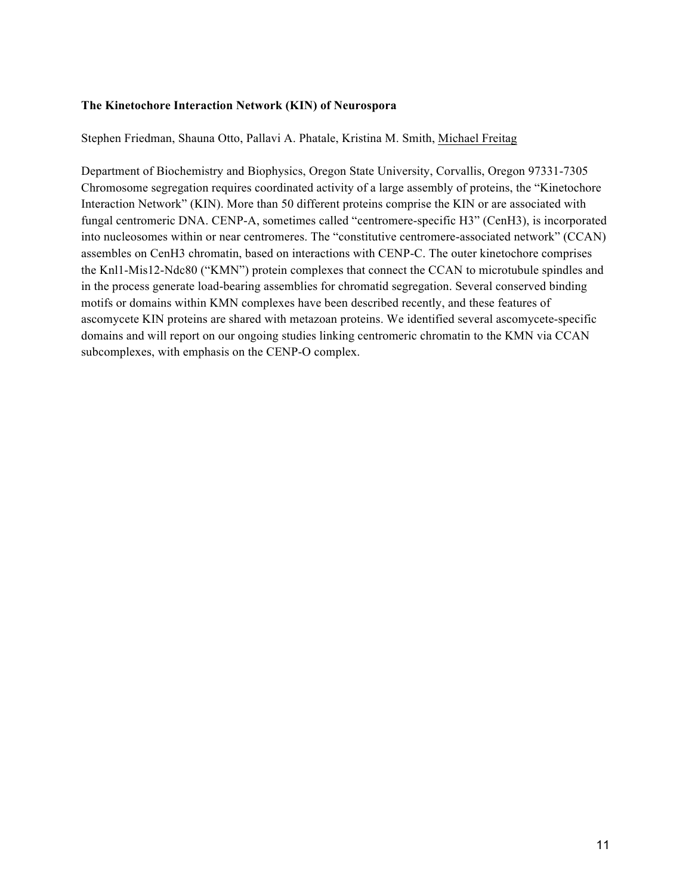**The Kinetochore Interaction Network (KIN) of Neurospora**

Stephen Friedman, Shauna Otto, Pallavi A. Phatale, Kristina M. Smith, Michael Freitag

Department of Biochemistry and Biophysics, Oregon State University, Corvallis, Oregon 97331-7305

Chromosome segregation requires coordinated activity of a large assembly of proteins, the "Kinetochore Interaction Network" (KIN). More than 50 different proteins comprise the KIN or are associated with fungal centromeric DNA. CENP-A, sometimes called "centromere-specific H3" (CenH3), is incorporated into nucleosomes within or near centromeres. The "constitutive centromere-associated network" (CCAN) assembles on CenH3 chromatin, based on interactions with CENP-C. The outer kinetochore comprises the Knl1-Mis12-Ndc80 ("KMN") protein complexes that connect the CCAN to microtubule spindles and in the process generate load-bearing assemblies for chromatid segregation. Several conserved binding motifs or domains within KMN complexes have been described recently, and these features of ascomycete KIN proteins are shared with metazoan proteins. We identified several ascomycete-specific domains and will report on our ongoing studies linking centromeric chromatin to the KMN via CCAN subcomplexes, with emphasis on the CENP-O complex.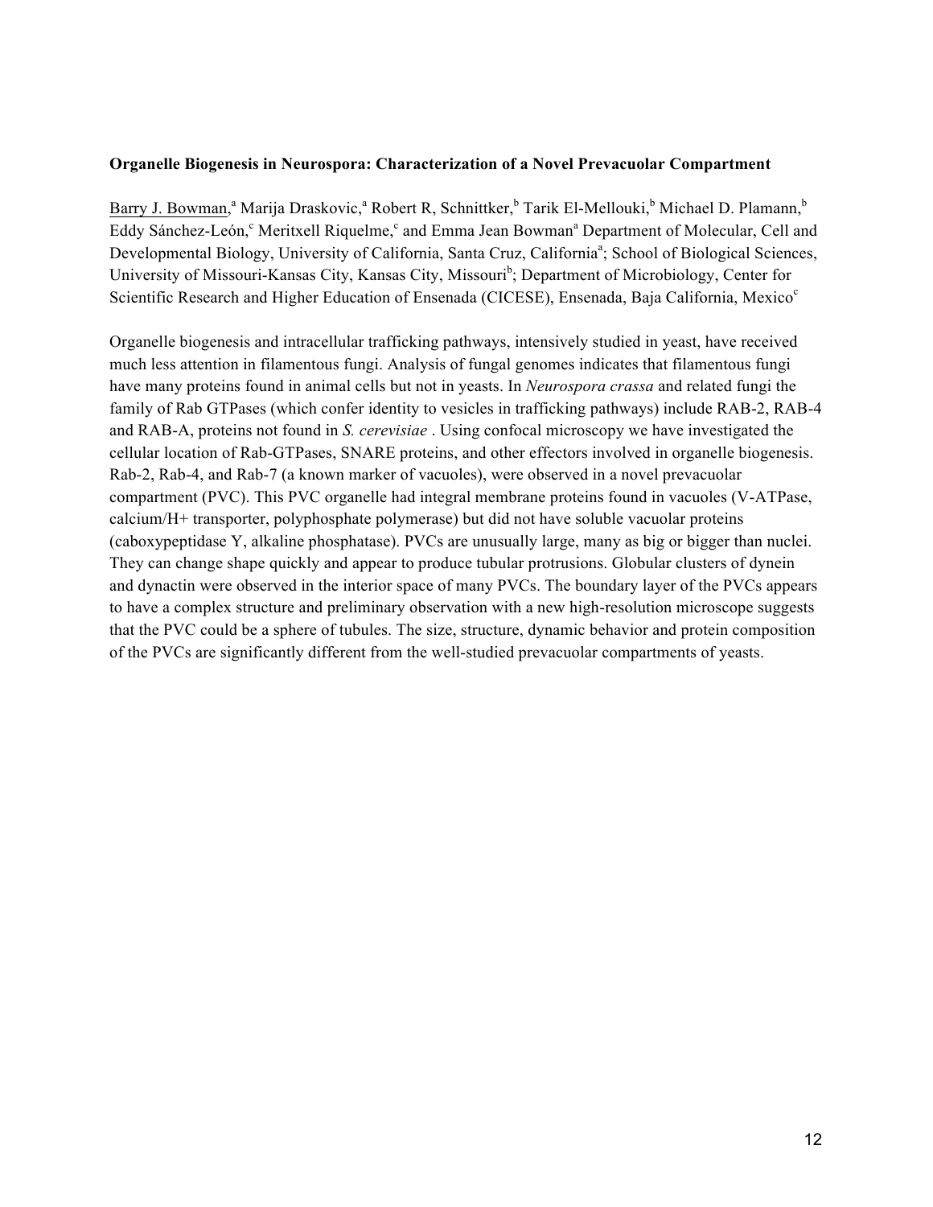**Organelle Biogenesis in Neurospora: Characterization of a Novel Prevacuolar Compartment**

Barry J. Bowman,[a] Marija Draskovic,[a] Robert R, Schnittker,[b] Tarik El-Mellouki,[b] Michael D. Plamann,[b] Eddy Sánchez-León,[c] Meritxell Riquelme,[c] and Emma Jean Bowman[a] Department of Molecular, Cell and Developmental Biology, University of California, Santa Cruz, California[a]; School of Biological Sciences, University of Missouri-Kansas City, Kansas City, Missouri[b]; Department of Microbiology, Center for Scientific Research and Higher Education of Ensenada (CICESE), Ensenada, Baja California, Mexico[c]

Organelle biogenesis and intracellular trafficking pathways, intensively studied in yeast, have received much less attention in filamentous fungi. Analysis of fungal genomes indicates that filamentous fungi have many proteins found in animal cells but not in yeasts. In *Neurospora crassa* and related fungi the family of Rab GTPases (which confer identity to vesicles in trafficking pathways) include RAB-2, RAB-4 and RAB-A, proteins not found in *S. cerevisiae* . Using confocal microscopy we have investigated the cellular location of Rab-GTPases, SNARE proteins, and other effectors involved in organelle biogenesis. Rab-2, Rab-4, and Rab-7 (a known marker of vacuoles), were observed in a novel prevacuolar compartment (PVC). This PVC organelle had integral membrane proteins found in vacuoles (V-ATPase, calcium/H+ transporter, polyphosphate polymerase) but did not have soluble vacuolar proteins (caboxypeptidase Y, alkaline phosphatase). PVCs are unusually large, many as big or bigger than nuclei. They can change shape quickly and appear to produce tubular protrusions. Globular clusters of dynein and dynactin were observed in the interior space of many PVCs. The boundary layer of the PVCs appears to have a complex structure and preliminary observation with a new high-resolution microscope suggests that the PVC could be a sphere of tubules. The size, structure, dynamic behavior and protein composition of the PVCs are significantly different from the well-studied prevacuolar compartments of yeasts.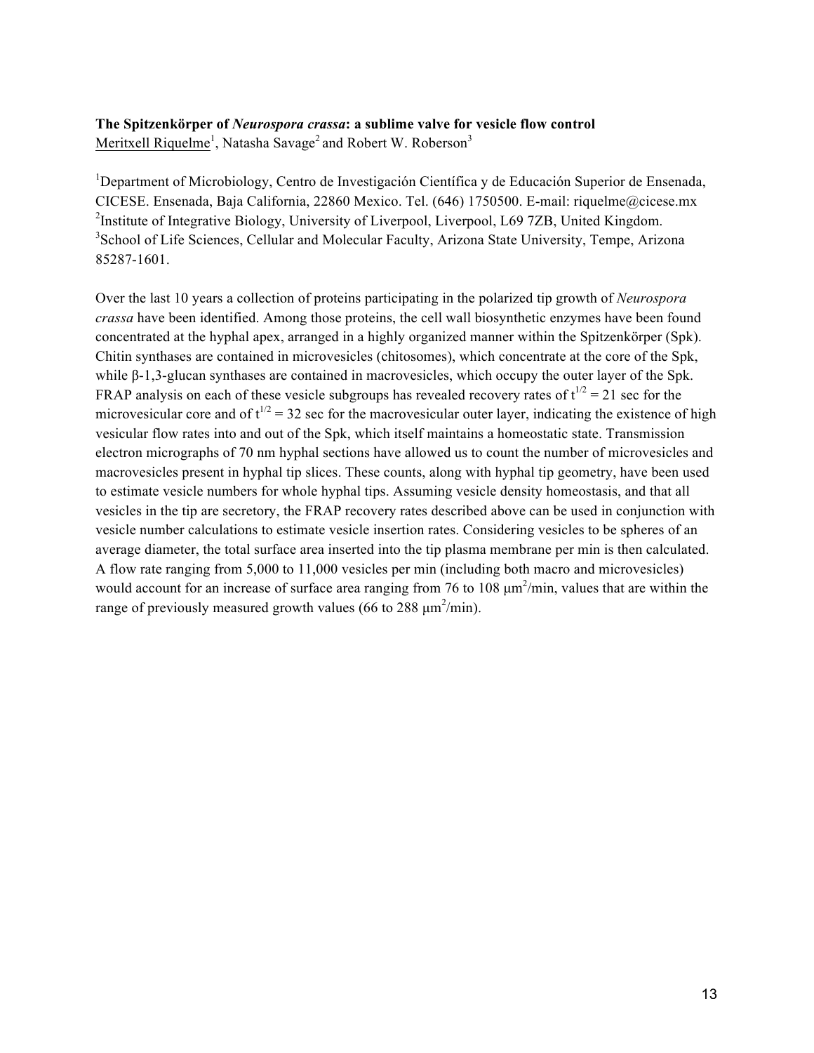**The Spitzenkörper of *Neurospora crassa*: a sublime valve for vesicle flow control**

Meritxell Riquelme[1], Natasha Savage[2] and Robert W. Roberson[3]

[1]Department of Microbiology, Centro de Investigación Científica y de Educación Superior de Ensenada, CICESE. Ensenada, Baja California, 22860 Mexico. Tel. (646) 1750500. E-mail: riquelme@cicese.mx
[2]Institute of Integrative Biology, University of Liverpool, Liverpool, L69 7ZB, United Kingdom.
[3]School of Life Sciences, Cellular and Molecular Faculty, Arizona State University, Tempe, Arizona 85287-1601.

Over the last 10 years a collection of proteins participating in the polarized tip growth of *Neurospora crassa* have been identified. Among those proteins, the cell wall biosynthetic enzymes have been found concentrated at the hyphal apex, arranged in a highly organized manner within the Spitzenkörper (Spk). Chitin synthases are contained in microvesicles (chitosomes), which concentrate at the core of the Spk, while β-1,3-glucan synthases are contained in macrovesicles, which occupy the outer layer of the Spk. FRAP analysis on each of these vesicle subgroups has revealed recovery rates of $t^{1/2}$ = 21 sec for the microvesicular core and of $t^{1/2}$ = 32 sec for the macrovesicular outer layer, indicating the existence of high vesicular flow rates into and out of the Spk, which itself maintains a homeostatic state. Transmission electron micrographs of 70 nm hyphal sections have allowed us to count the number of microvesicles and macrovesicles present in hyphal tip slices. These counts, along with hyphal tip geometry, have been used to estimate vesicle numbers for whole hyphal tips. Assuming vesicle density homeostasis, and that all vesicles in the tip are secretory, the FRAP recovery rates described above can be used in conjunction with vesicle number calculations to estimate vesicle insertion rates. Considering vesicles to be spheres of an average diameter, the total surface area inserted into the tip plasma membrane per min is then calculated. A flow rate ranging from 5,000 to 11,000 vesicles per min (including both macro and microvesicles) would account for an increase of surface area ranging from 76 to 108 $\mu m^2$/min, values that are within the range of previously measured growth values (66 to 288 $\mu m^2$/min).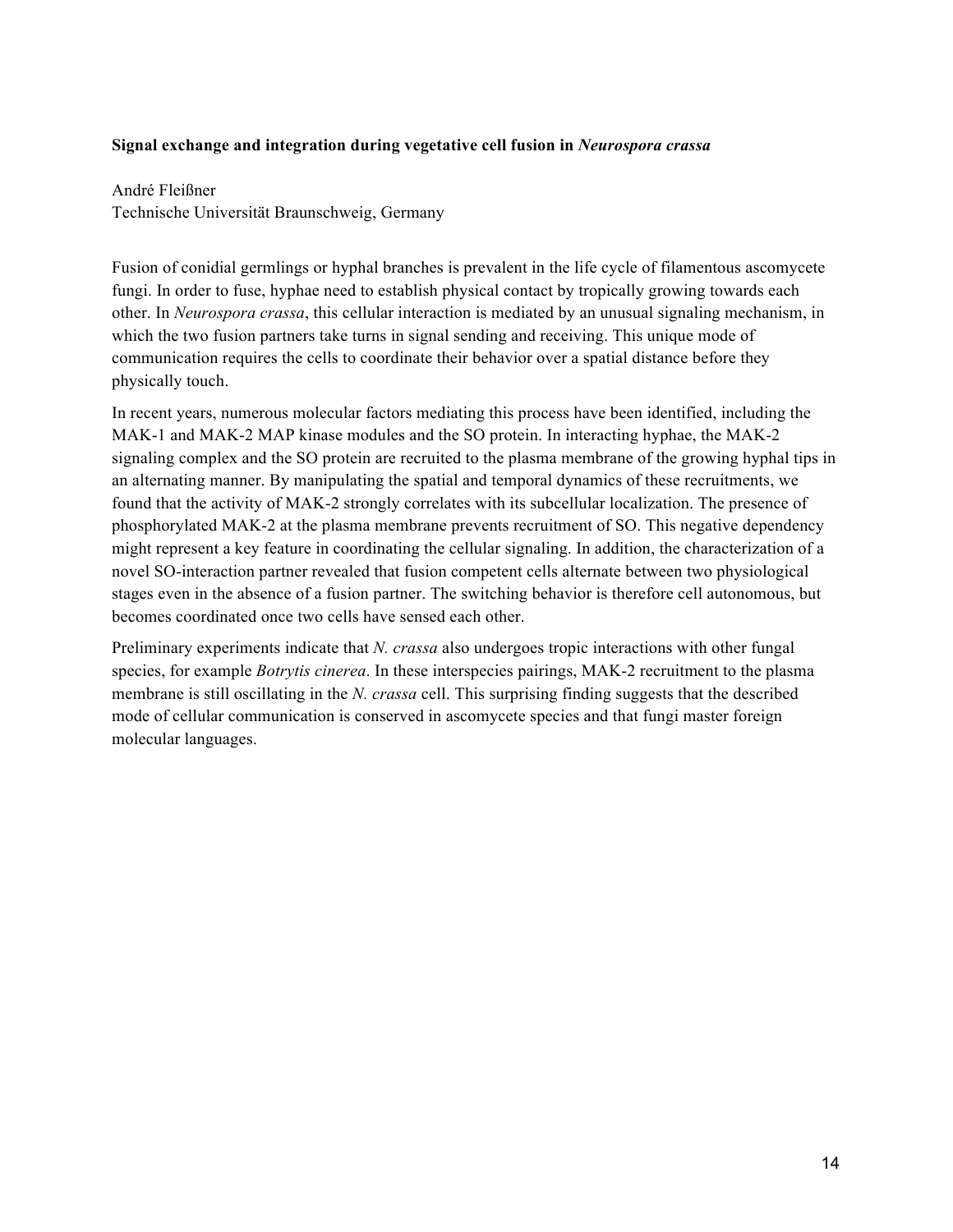**Signal exchange and integration during vegetative cell fusion in *Neurospora crassa***

André Fleißner
Technische Universität Braunschweig, Germany

Fusion of conidial germlings or hyphal branches is prevalent in the life cycle of filamentous ascomycete fungi. In order to fuse, hyphae need to establish physical contact by tropically growing towards each other. In *Neurospora crassa*, this cellular interaction is mediated by an unusual signaling mechanism, in which the two fusion partners take turns in signal sending and receiving. This unique mode of communication requires the cells to coordinate their behavior over a spatial distance before they physically touch.

In recent years, numerous molecular factors mediating this process have been identified, including the MAK-1 and MAK-2 MAP kinase modules and the SO protein. In interacting hyphae, the MAK-2 signaling complex and the SO protein are recruited to the plasma membrane of the growing hyphal tips in an alternating manner. By manipulating the spatial and temporal dynamics of these recruitments, we found that the activity of MAK-2 strongly correlates with its subcellular localization. The presence of phosphorylated MAK-2 at the plasma membrane prevents recruitment of SO. This negative dependency might represent a key feature in coordinating the cellular signaling. In addition, the characterization of a novel SO-interaction partner revealed that fusion competent cells alternate between two physiological stages even in the absence of a fusion partner. The switching behavior is therefore cell autonomous, but becomes coordinated once two cells have sensed each other.

Preliminary experiments indicate that *N. crassa* also undergoes tropic interactions with other fungal species, for example *Botrytis cinerea*. In these interspecies pairings, MAK-2 recruitment to the plasma membrane is still oscillating in the *N. crassa* cell. This surprising finding suggests that the described mode of cellular communication is conserved in ascomycete species and that fungi master foreign molecular languages.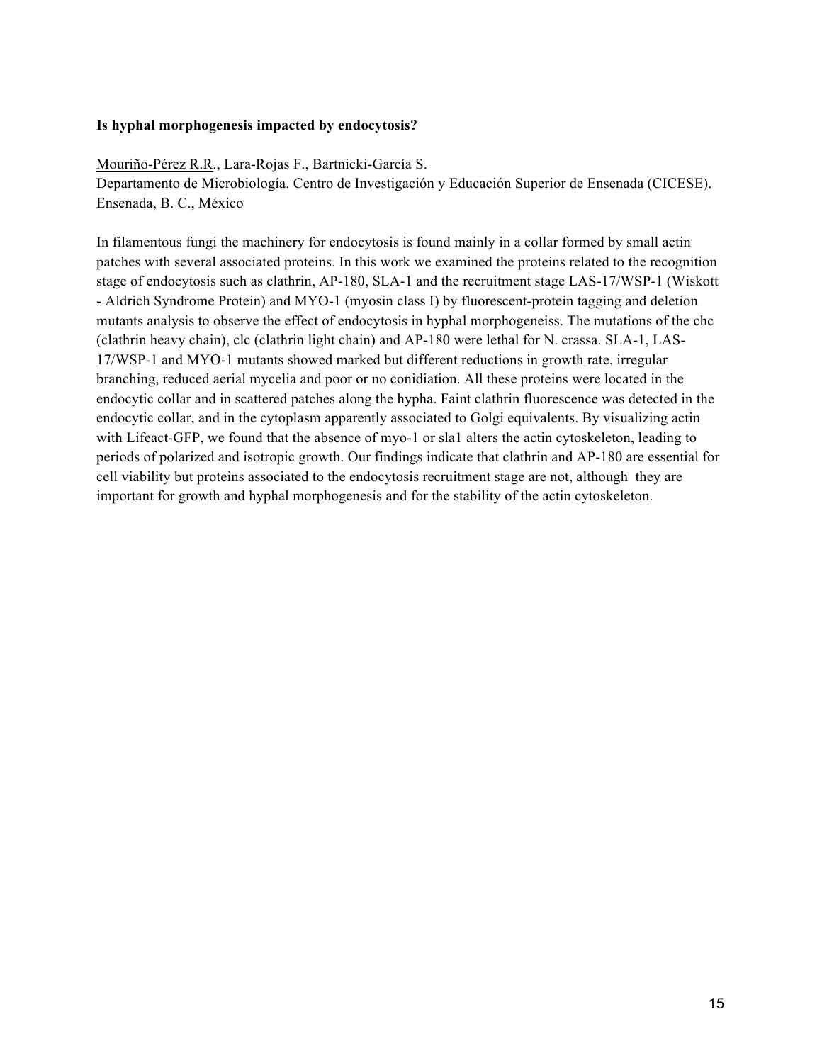**Is hyphal morphogenesis impacted by endocytosis?**

Mouriño-Pérez R.R., Lara-Rojas F., Bartnicki-García S.
Departamento de Microbiología. Centro de Investigación y Educación Superior de Ensenada (CICESE). Ensenada, B. C., México

In filamentous fungi the machinery for endocytosis is found mainly in a collar formed by small actin patches with several associated proteins. In this work we examined the proteins related to the recognition stage of endocytosis such as clathrin, AP-180, SLA-1 and the recruitment stage LAS-17/WSP-1 (Wiskott - Aldrich Syndrome Protein) and MYO-1 (myosin class I) by fluorescent-protein tagging and deletion mutants analysis to observe the effect of endocytosis in hyphal morphogeneiss. The mutations of the chc (clathrin heavy chain), clc (clathrin light chain) and AP-180 were lethal for N. crassa. SLA-1, LAS-17/WSP-1 and MYO-1 mutants showed marked but different reductions in growth rate, irregular branching, reduced aerial mycelia and poor or no conidiation. All these proteins were located in the endocytic collar and in scattered patches along the hypha. Faint clathrin fluorescence was detected in the endocytic collar, and in the cytoplasm apparently associated to Golgi equivalents. By visualizing actin with Lifeact-GFP, we found that the absence of myo-1 or sla1 alters the actin cytoskeleton, leading to periods of polarized and isotropic growth. Our findings indicate that clathrin and AP-180 are essential for cell viability but proteins associated to the endocytosis recruitment stage are not, although they are important for growth and hyphal morphogenesis and for the stability of the actin cytoskeleton.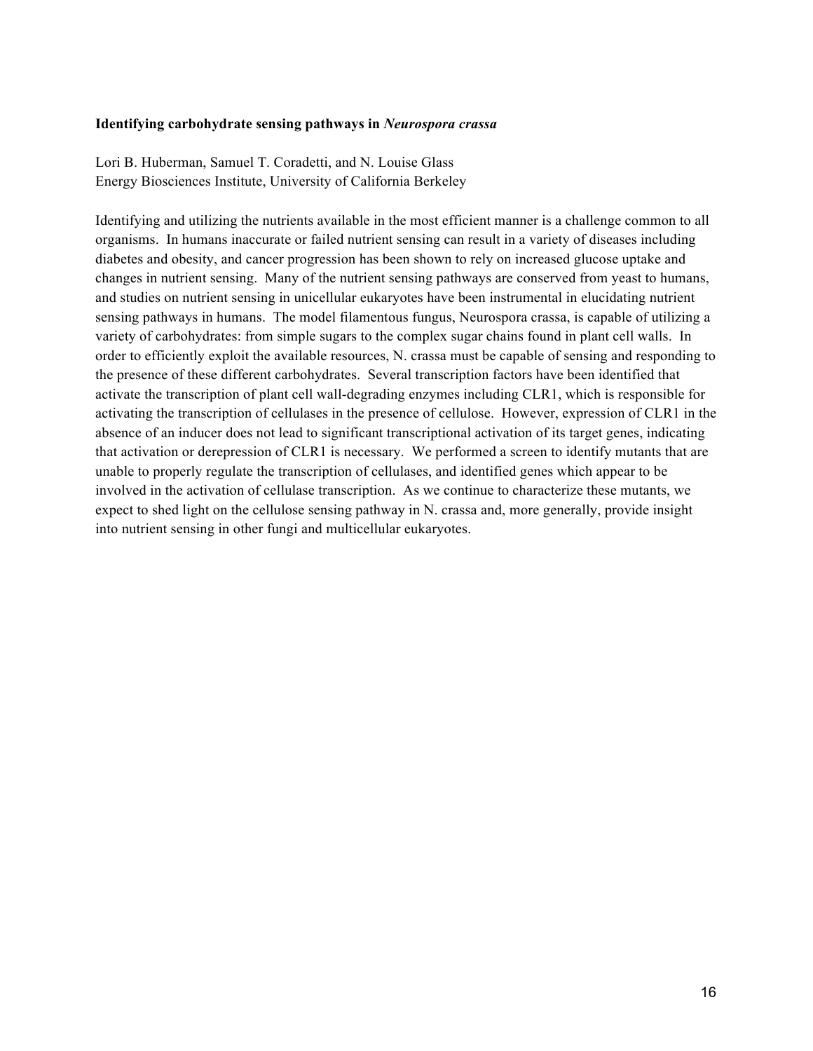**Identifying carbohydrate sensing pathways in *Neurospora crassa***

Lori B. Huberman, Samuel T. Coradetti, and N. Louise Glass
Energy Biosciences Institute, University of California Berkeley

Identifying and utilizing the nutrients available in the most efficient manner is a challenge common to all organisms. In humans inaccurate or failed nutrient sensing can result in a variety of diseases including diabetes and obesity, and cancer progression has been shown to rely on increased glucose uptake and changes in nutrient sensing. Many of the nutrient sensing pathways are conserved from yeast to humans, and studies on nutrient sensing in unicellular eukaryotes have been instrumental in elucidating nutrient sensing pathways in humans. The model filamentous fungus, Neurospora crassa, is capable of utilizing a variety of carbohydrates: from simple sugars to the complex sugar chains found in plant cell walls. In order to efficiently exploit the available resources, N. crassa must be capable of sensing and responding to the presence of these different carbohydrates. Several transcription factors have been identified that activate the transcription of plant cell wall-degrading enzymes including CLR1, which is responsible for activating the transcription of cellulases in the presence of cellulose. However, expression of CLR1 in the absence of an inducer does not lead to significant transcriptional activation of its target genes, indicating that activation or derepression of CLR1 is necessary. We performed a screen to identify mutants that are unable to properly regulate the transcription of cellulases, and identified genes which appear to be involved in the activation of cellulase transcription. As we continue to characterize these mutants, we expect to shed light on the cellulose sensing pathway in N. crassa and, more generally, provide insight into nutrient sensing in other fungi and multicellular eukaryotes.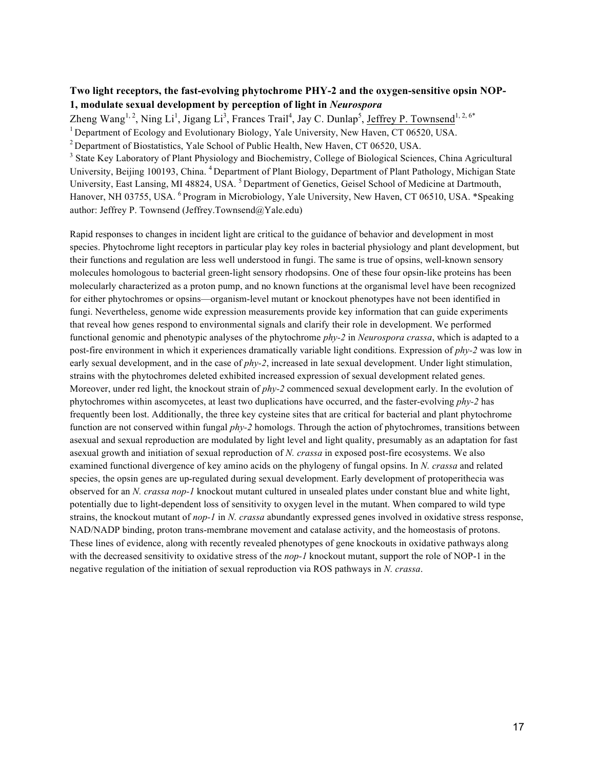### Two light receptors, the fast-evolving phytochrome PHY-2 and the oxygen-sensitive opsin NOP-1, modulate sexual development by perception of light in *Neurospora*

Zheng Wang[1, 2], Ning Li[1], Jigang Li[3], Frances Trail[4], Jay C. Dunlap[5], Jeffrey P. Townsend[1, 2, 6*]

[1] Department of Ecology and Evolutionary Biology, Yale University, New Haven, CT 06520, USA.
[2] Department of Biostatistics, Yale School of Public Health, New Haven, CT 06520, USA.
[3] State Key Laboratory of Plant Physiology and Biochemistry, College of Biological Sciences, China Agricultural University, Beijing 100193, China. [4] Department of Plant Biology, Department of Plant Pathology, Michigan State University, East Lansing, MI 48824, USA. [5] Department of Genetics, Geisel School of Medicine at Dartmouth, Hanover, NH 03755, USA. [6] Program in Microbiology, Yale University, New Haven, CT 06510, USA. *Speaking author: Jeffrey P. Townsend (Jeffrey.Townsend@Yale.edu)

Rapid responses to changes in incident light are critical to the guidance of behavior and development in most species. Phytochrome light receptors in particular play key roles in bacterial physiology and plant development, but their functions and regulation are less well understood in fungi. The same is true of opsins, well-known sensory molecules homologous to bacterial green-light sensory rhodopsins. One of these four opsin-like proteins has been molecularly characterized as a proton pump, and no known functions at the organismal level have been recognized for either phytochromes or opsins—organism-level mutant or knockout phenotypes have not been identified in fungi. Nevertheless, genome wide expression measurements provide key information that can guide experiments that reveal how genes respond to environmental signals and clarify their role in development. We performed functional genomic and phenotypic analyses of the phytochrome *phy-2* in *Neurospora crassa*, which is adapted to a post-fire environment in which it experiences dramatically variable light conditions. Expression of *phy-2* was low in early sexual development, and in the case of *phy-2*, increased in late sexual development. Under light stimulation, strains with the phytochromes deleted exhibited increased expression of sexual development related genes. Moreover, under red light, the knockout strain of *phy-2* commenced sexual development early. In the evolution of phytochromes within ascomycetes, at least two duplications have occurred, and the faster-evolving *phy-2* has frequently been lost. Additionally, the three key cysteine sites that are critical for bacterial and plant phytochrome function are not conserved within fungal *phy-2* homologs. Through the action of phytochromes, transitions between asexual and sexual reproduction are modulated by light level and light quality, presumably as an adaptation for fast asexual growth and initiation of sexual reproduction of *N. crassa* in exposed post-fire ecosystems. We also examined functional divergence of key amino acids on the phylogeny of fungal opsins. In *N. crassa* and related species, the opsin genes are up-regulated during sexual development. Early development of protoperithecia was observed for an *N. crassa nop-1* knockout mutant cultured in unsealed plates under constant blue and white light, potentially due to light-dependent loss of sensitivity to oxygen level in the mutant. When compared to wild type strains, the knockout mutant of *nop-1* in *N. crassa* abundantly expressed genes involved in oxidative stress response, NAD/NADP binding, proton trans-membrane movement and catalase activity, and the homeostasis of protons. These lines of evidence, along with recently revealed phenotypes of gene knockouts in oxidative pathways along with the decreased sensitivity to oxidative stress of the *nop-1* knockout mutant, support the role of NOP-1 in the negative regulation of the initiation of sexual reproduction via ROS pathways in *N. crassa*.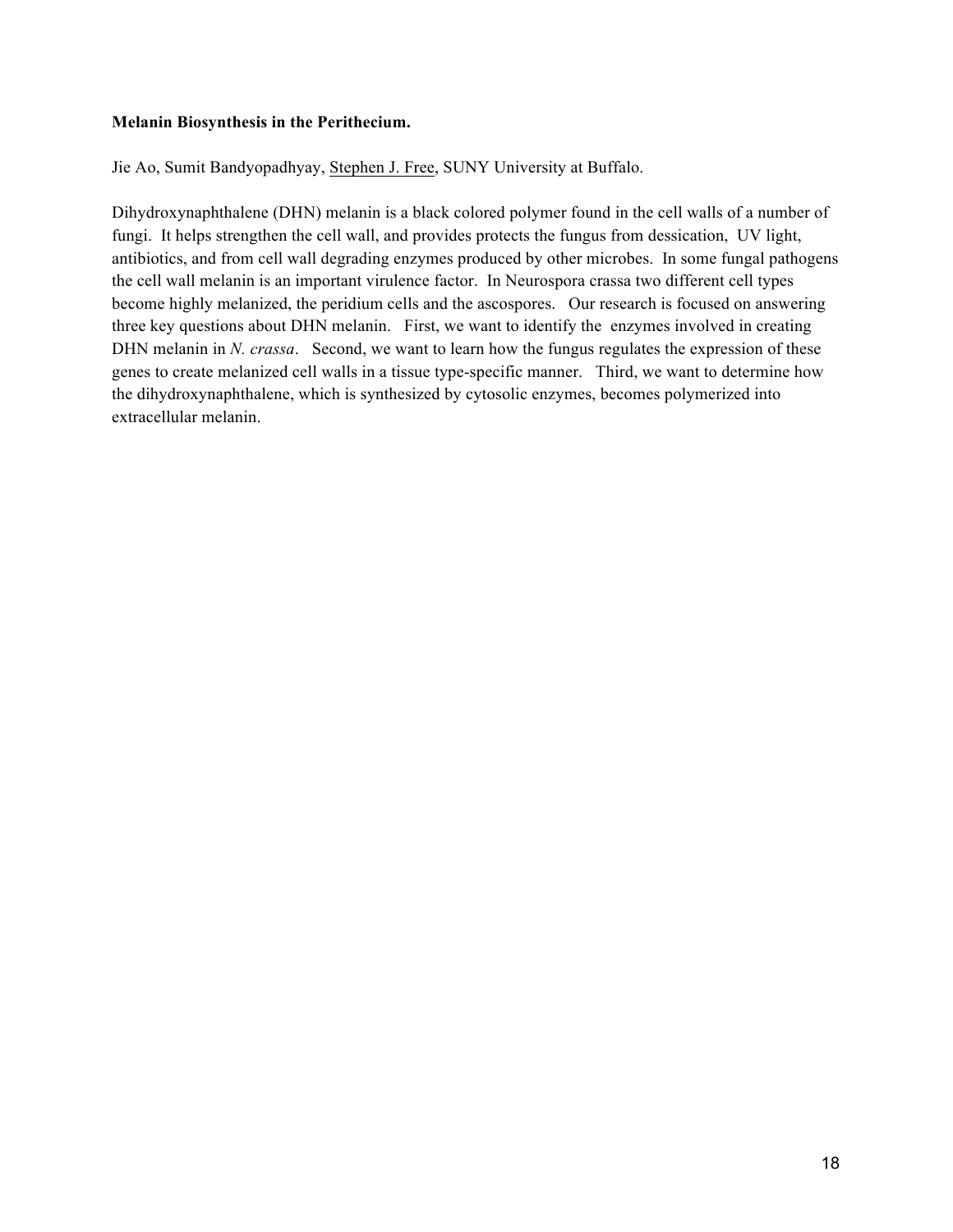**Melanin Biosynthesis in the Perithecium.**

Jie Ao, Sumit Bandyopadhyay, Stephen J. Free, SUNY University at Buffalo.

Dihydroxynaphthalene (DHN) melanin is a black colored polymer found in the cell walls of a number of fungi. It helps strengthen the cell wall, and provides protects the fungus from dessication, UV light, antibiotics, and from cell wall degrading enzymes produced by other microbes. In some fungal pathogens the cell wall melanin is an important virulence factor. In Neurospora crassa two different cell types become highly melanized, the peridium cells and the ascospores. Our research is focused on answering three key questions about DHN melanin. First, we want to identify the enzymes involved in creating DHN melanin in *N. crassa*. Second, we want to learn how the fungus regulates the expression of these genes to create melanized cell walls in a tissue type-specific manner. Third, we want to determine how the dihydroxynaphthalene, which is synthesized by cytosolic enzymes, becomes polymerized into extracellular melanin.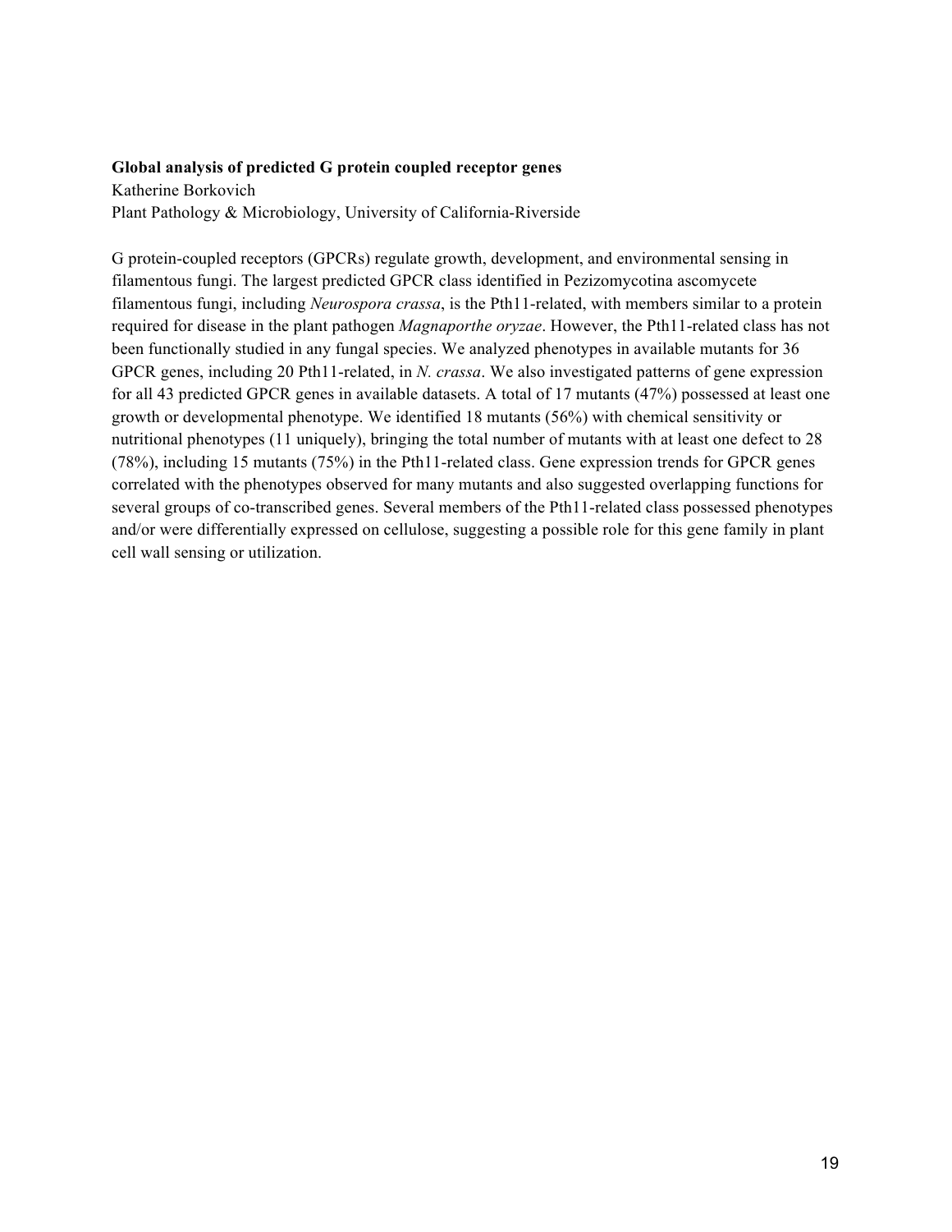**Global analysis of predicted G protein coupled receptor genes**

Katherine Borkovich

Plant Pathology & Microbiology, University of California-Riverside

G protein-coupled receptors (GPCRs) regulate growth, development, and environmental sensing in filamentous fungi. The largest predicted GPCR class identified in Pezizomycotina ascomycete filamentous fungi, including *Neurospora crassa*, is the Pth11-related, with members similar to a protein required for disease in the plant pathogen *Magnaporthe oryzae*. However, the Pth11-related class has not been functionally studied in any fungal species. We analyzed phenotypes in available mutants for 36 GPCR genes, including 20 Pth11-related, in *N. crassa*. We also investigated patterns of gene expression for all 43 predicted GPCR genes in available datasets. A total of 17 mutants (47%) possessed at least one growth or developmental phenotype. We identified 18 mutants (56%) with chemical sensitivity or nutritional phenotypes (11 uniquely), bringing the total number of mutants with at least one defect to 28 (78%), including 15 mutants (75%) in the Pth11-related class. Gene expression trends for GPCR genes correlated with the phenotypes observed for many mutants and also suggested overlapping functions for several groups of co-transcribed genes. Several members of the Pth11-related class possessed phenotypes and/or were differentially expressed on cellulose, suggesting a possible role for this gene family in plant cell wall sensing or utilization.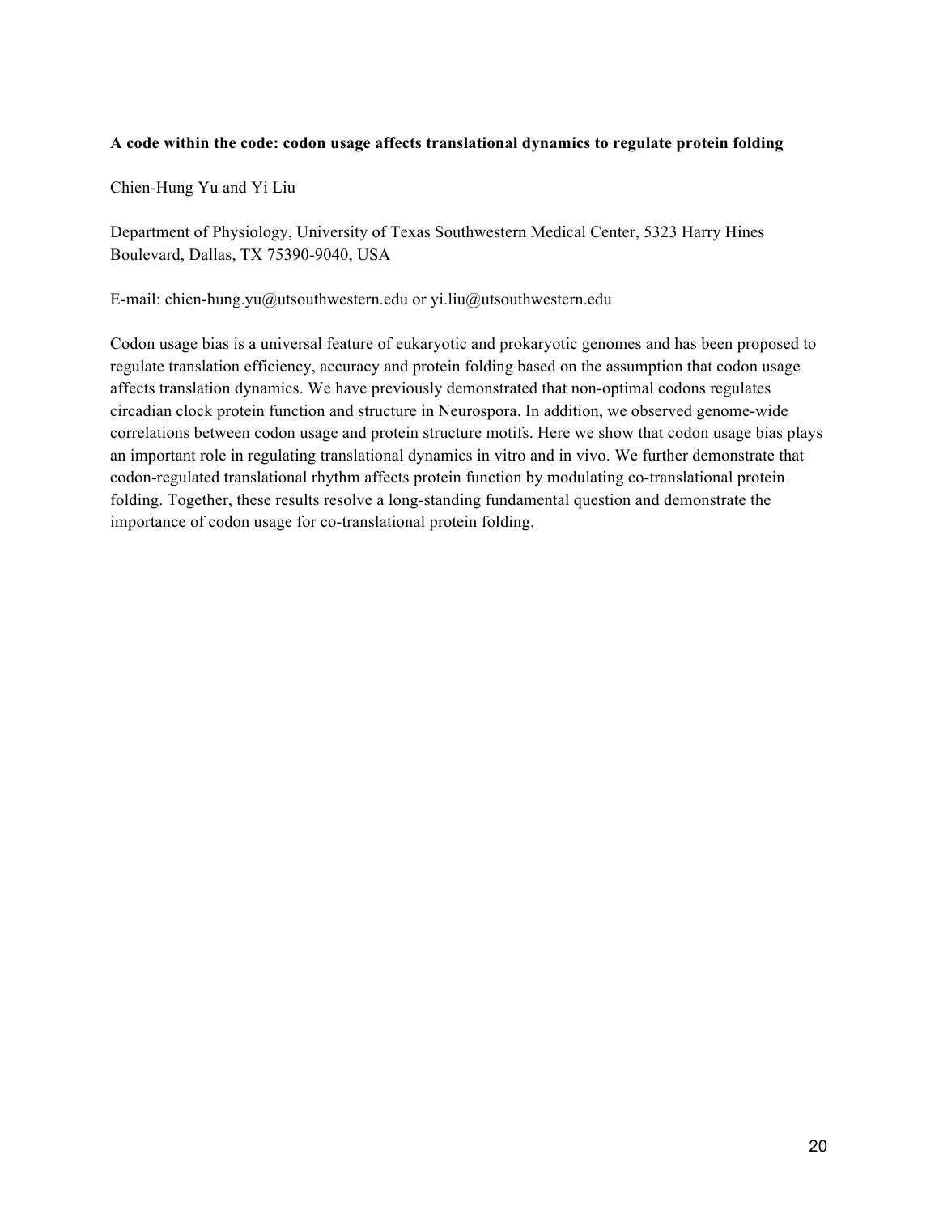**A code within the code: codon usage affects translational dynamics to regulate protein folding**

Chien-Hung Yu and Yi Liu

Department of Physiology, University of Texas Southwestern Medical Center, 5323 Harry Hines Boulevard, Dallas, TX 75390-9040, USA

E-mail: chien-hung.yu@utsouthwestern.edu or yi.liu@utsouthwestern.edu

Codon usage bias is a universal feature of eukaryotic and prokaryotic genomes and has been proposed to regulate translation efficiency, accuracy and protein folding based on the assumption that codon usage affects translation dynamics. We have previously demonstrated that non-optimal codons regulates circadian clock protein function and structure in Neurospora. In addition, we observed genome-wide correlations between codon usage and protein structure motifs. Here we show that codon usage bias plays an important role in regulating translational dynamics in vitro and in vivo. We further demonstrate that codon-regulated translational rhythm affects protein function by modulating co-translational protein folding. Together, these results resolve a long-standing fundamental question and demonstrate the importance of codon usage for co-translational protein folding.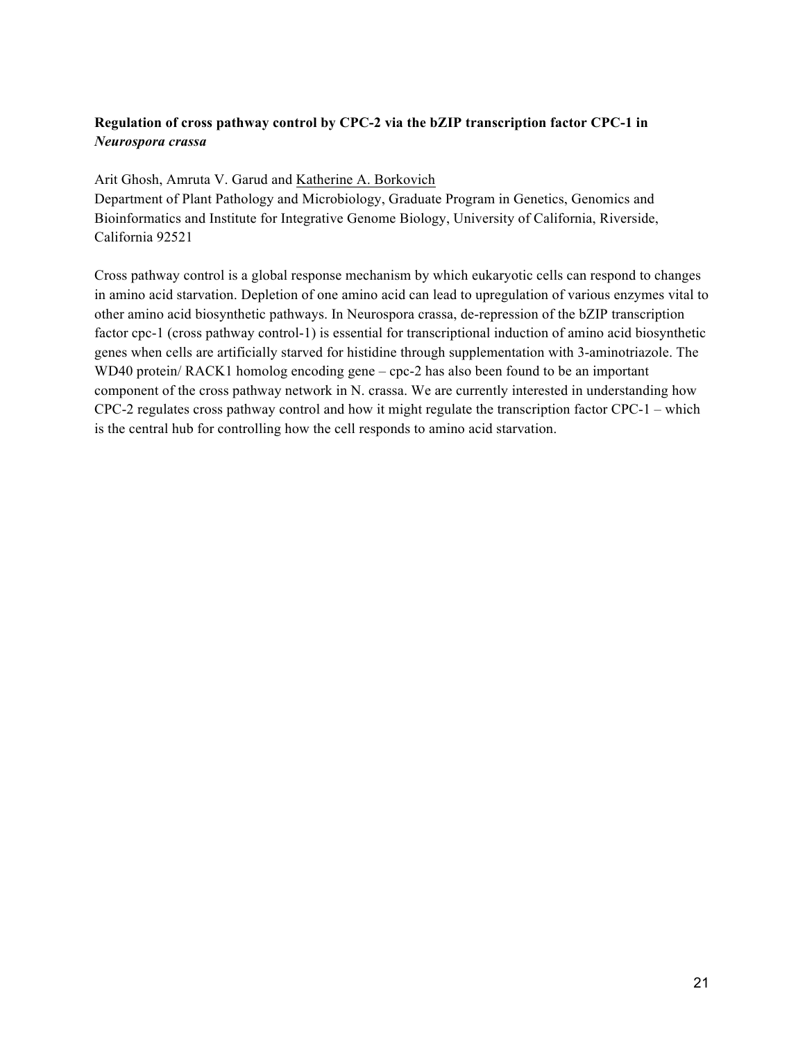**Regulation of cross pathway control by CPC-2 via the bZIP transcription factor CPC-1 in *Neurospora crassa***

Arit Ghosh, Amruta V. Garud and Katherine A. Borkovich
Department of Plant Pathology and Microbiology, Graduate Program in Genetics, Genomics and Bioinformatics and Institute for Integrative Genome Biology, University of California, Riverside, California 92521

Cross pathway control is a global response mechanism by which eukaryotic cells can respond to changes in amino acid starvation. Depletion of one amino acid can lead to upregulation of various enzymes vital to other amino acid biosynthetic pathways. In Neurospora crassa, de-repression of the bZIP transcription factor cpc-1 (cross pathway control-1) is essential for transcriptional induction of amino acid biosynthetic genes when cells are artificially starved for histidine through supplementation with 3-aminotriazole. The WD40 protein/ RACK1 homolog encoding gene – cpc-2 has also been found to be an important component of the cross pathway network in N. crassa. We are currently interested in understanding how CPC-2 regulates cross pathway control and how it might regulate the transcription factor CPC-1 – which is the central hub for controlling how the cell responds to amino acid starvation.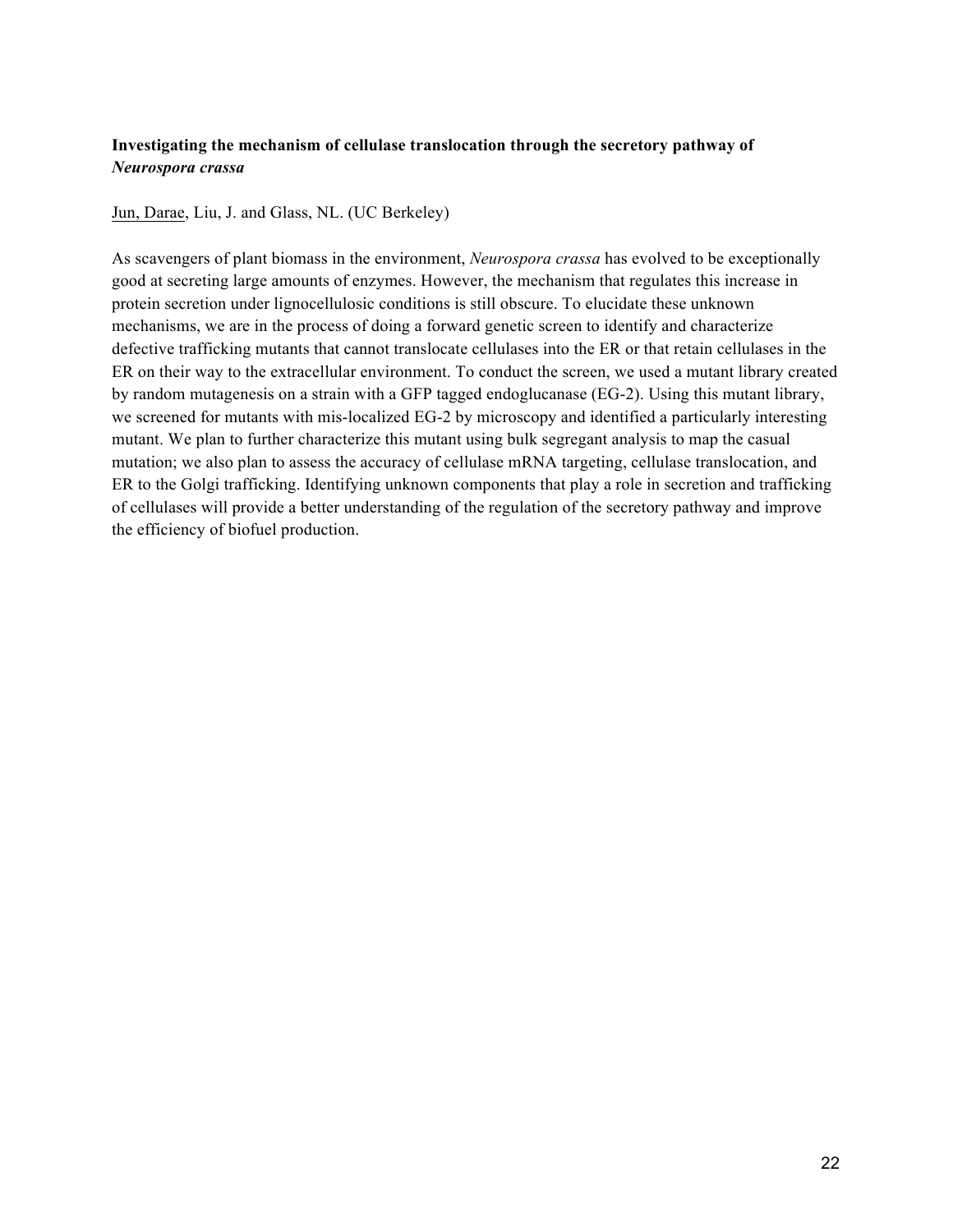**Investigating the mechanism of cellulase translocation through the secretory pathway of *Neurospora crassa***

Jun, Darae, Liu, J. and Glass, NL. (UC Berkeley)

As scavengers of plant biomass in the environment, *Neurospora crassa* has evolved to be exceptionally good at secreting large amounts of enzymes. However, the mechanism that regulates this increase in protein secretion under lignocellulosic conditions is still obscure. To elucidate these unknown mechanisms, we are in the process of doing a forward genetic screen to identify and characterize defective trafficking mutants that cannot translocate cellulases into the ER or that retain cellulases in the ER on their way to the extracellular environment. To conduct the screen, we used a mutant library created by random mutagenesis on a strain with a GFP tagged endoglucanase (EG-2). Using this mutant library, we screened for mutants with mis-localized EG-2 by microscopy and identified a particularly interesting mutant. We plan to further characterize this mutant using bulk segregant analysis to map the casual mutation; we also plan to assess the accuracy of cellulase mRNA targeting, cellulase translocation, and ER to the Golgi trafficking. Identifying unknown components that play a role in secretion and trafficking of cellulases will provide a better understanding of the regulation of the secretory pathway and improve the efficiency of biofuel production.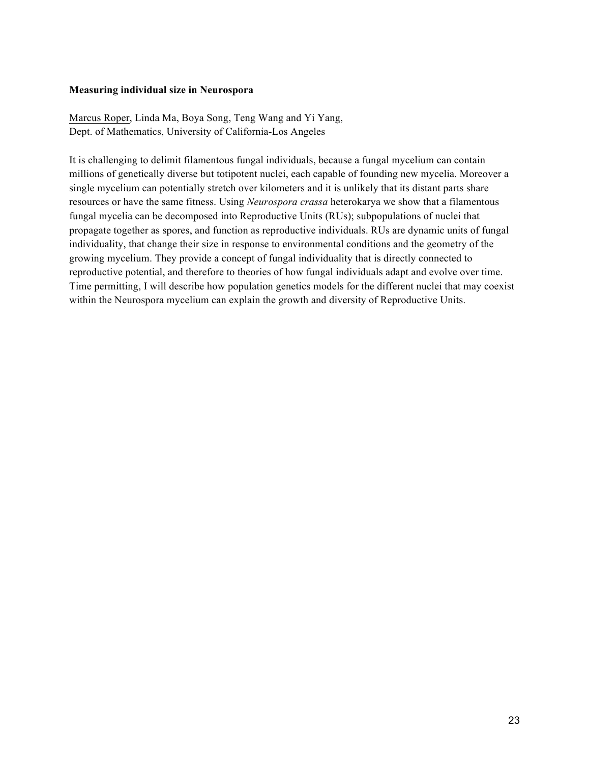**Measuring individual size in Neurospora**

Marcus Roper, Linda Ma, Boya Song, Teng Wang and Yi Yang,
Dept. of Mathematics, University of California-Los Angeles

It is challenging to delimit filamentous fungal individuals, because a fungal mycelium can contain millions of genetically diverse but totipotent nuclei, each capable of founding new mycelia. Moreover a single mycelium can potentially stretch over kilometers and it is unlikely that its distant parts share resources or have the same fitness. Using *Neurospora crassa* heterokarya we show that a filamentous fungal mycelia can be decomposed into Reproductive Units (RUs); subpopulations of nuclei that propagate together as spores, and function as reproductive individuals. RUs are dynamic units of fungal individuality, that change their size in response to environmental conditions and the geometry of the growing mycelium. They provide a concept of fungal individuality that is directly connected to reproductive potential, and therefore to theories of how fungal individuals adapt and evolve over time. Time permitting, I will describe how population genetics models for the different nuclei that may coexist within the Neurospora mycelium can explain the growth and diversity of Reproductive Units.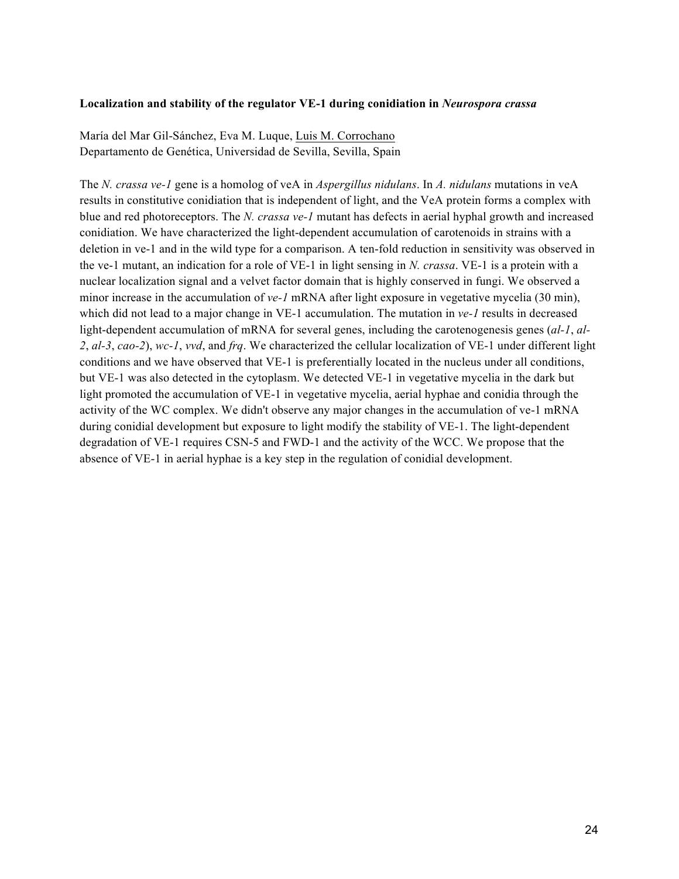**Localization and stability of the regulator VE-1 during conidiation in *Neurospora crassa***

María del Mar Gil-Sánchez, Eva M. Luque, Luis M. Corrochano
Departamento de Genética, Universidad de Sevilla, Sevilla, Spain

The *N. crassa ve-1* gene is a homolog of veA in *Aspergillus nidulans*. In *A. nidulans* mutations in veA results in constitutive conidiation that is independent of light, and the VeA protein forms a complex with blue and red photoreceptors. The *N. crassa ve-1* mutant has defects in aerial hyphal growth and increased conidiation. We have characterized the light-dependent accumulation of carotenoids in strains with a deletion in ve-1 and in the wild type for a comparison. A ten-fold reduction in sensitivity was observed in the ve-1 mutant, an indication for a role of VE-1 in light sensing in *N. crassa*. VE-1 is a protein with a nuclear localization signal and a velvet factor domain that is highly conserved in fungi. We observed a minor increase in the accumulation of *ve-1* mRNA after light exposure in vegetative mycelia (30 min), which did not lead to a major change in VE-1 accumulation. The mutation in *ve-1* results in decreased light-dependent accumulation of mRNA for several genes, including the carotenogenesis genes (*al-1*, *al-2*, *al-3*, *cao-2*), *wc-1*, *vvd*, and *frq*. We characterized the cellular localization of VE-1 under different light conditions and we have observed that VE-1 is preferentially located in the nucleus under all conditions, but VE-1 was also detected in the cytoplasm. We detected VE-1 in vegetative mycelia in the dark but light promoted the accumulation of VE-1 in vegetative mycelia, aerial hyphae and conidia through the activity of the WC complex. We didn't observe any major changes in the accumulation of ve-1 mRNA during conidial development but exposure to light modify the stability of VE-1. The light-dependent degradation of VE-1 requires CSN-5 and FWD-1 and the activity of the WCC. We propose that the absence of VE-1 in aerial hyphae is a key step in the regulation of conidial development.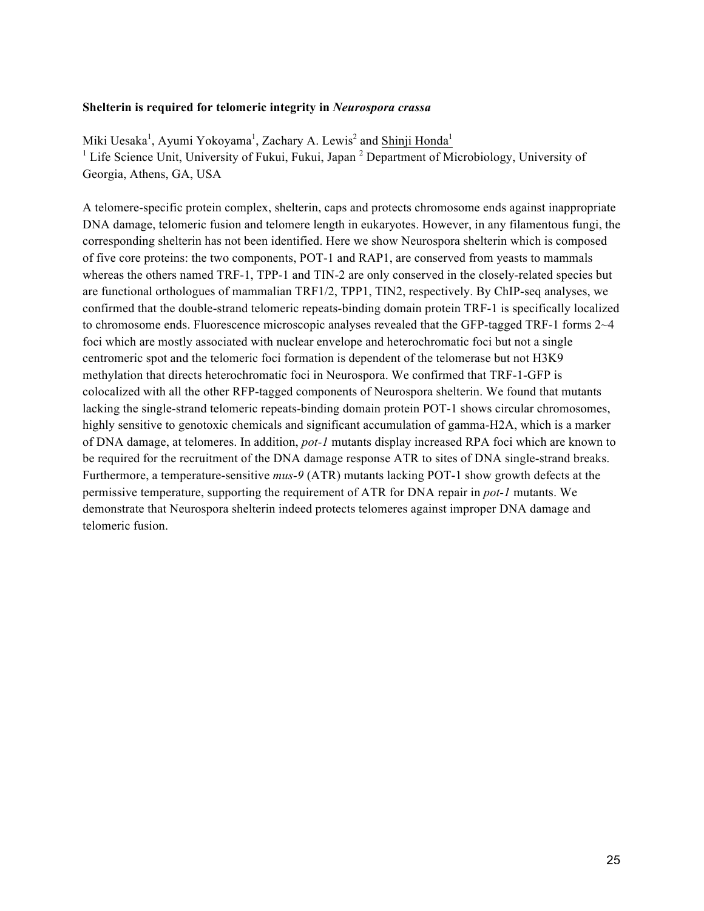**Shelterin is required for telomeric integrity in *Neurospora crassa***

Miki Uesaka[1], Ayumi Yokoyama[1], Zachary A. Lewis[2] and Shinji Honda[1]

[1] Life Science Unit, University of Fukui, Fukui, Japan [2] Department of Microbiology, University of Georgia, Athens, GA, USA

A telomere-specific protein complex, shelterin, caps and protects chromosome ends against inappropriate DNA damage, telomeric fusion and telomere length in eukaryotes. However, in any filamentous fungi, the corresponding shelterin has not been identified. Here we show Neurospora shelterin which is composed of five core proteins: the two components, POT-1 and RAP1, are conserved from yeasts to mammals whereas the others named TRF-1, TPP-1 and TIN-2 are only conserved in the closely-related species but are functional orthologues of mammalian TRF1/2, TPP1, TIN2, respectively. By ChIP-seq analyses, we confirmed that the double-strand telomeric repeats-binding domain protein TRF-1 is specifically localized to chromosome ends. Fluorescence microscopic analyses revealed that the GFP-tagged TRF-1 forms 2~4 foci which are mostly associated with nuclear envelope and heterochromatic foci but not a single centromeric spot and the telomeric foci formation is dependent of the telomerase but not H3K9 methylation that directs heterochromatic foci in Neurospora. We confirmed that TRF-1-GFP is colocalized with all the other RFP-tagged components of Neurospora shelterin. We found that mutants lacking the single-strand telomeric repeats-binding domain protein POT-1 shows circular chromosomes, highly sensitive to genotoxic chemicals and significant accumulation of gamma-H2A, which is a marker of DNA damage, at telomeres. In addition, *pot-1* mutants display increased RPA foci which are known to be required for the recruitment of the DNA damage response ATR to sites of DNA single-strand breaks. Furthermore, a temperature-sensitive *mus-9* (ATR) mutants lacking POT-1 show growth defects at the permissive temperature, supporting the requirement of ATR for DNA repair in *pot-1* mutants. We demonstrate that Neurospora shelterin indeed protects telomeres against improper DNA damage and telomeric fusion.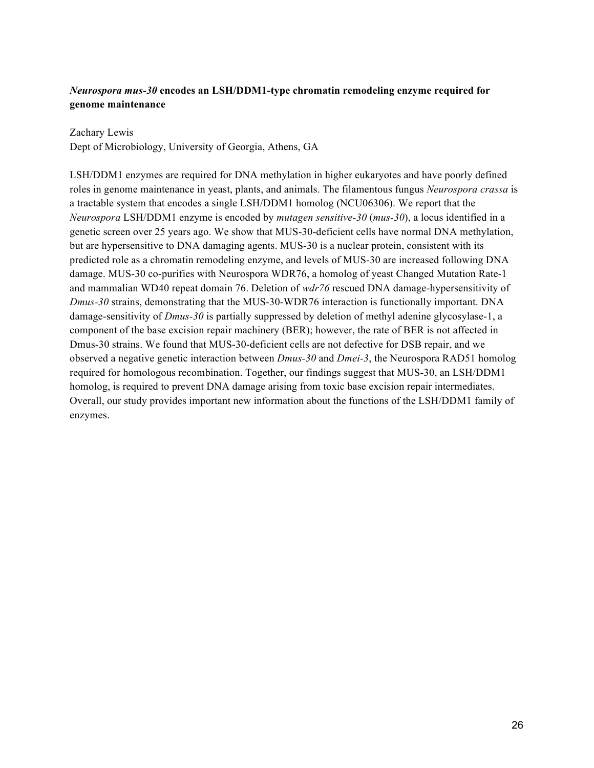### ***Neurospora mus-30*** **encodes an LSH/DDM1-type chromatin remodeling enzyme required for genome maintenance**

Zachary Lewis
Dept of Microbiology, University of Georgia, Athens, GA

LSH/DDM1 enzymes are required for DNA methylation in higher eukaryotes and have poorly defined roles in genome maintenance in yeast, plants, and animals. The filamentous fungus *Neurospora crassa* is a tractable system that encodes a single LSH/DDM1 homolog (NCU06306). We report that the *Neurospora* LSH/DDM1 enzyme is encoded by *mutagen sensitive-30* (*mus-30*), a locus identified in a genetic screen over 25 years ago. We show that MUS-30-deficient cells have normal DNA methylation, but are hypersensitive to DNA damaging agents. MUS-30 is a nuclear protein, consistent with its predicted role as a chromatin remodeling enzyme, and levels of MUS-30 are increased following DNA damage. MUS-30 co-purifies with Neurospora WDR76, a homolog of yeast Changed Mutation Rate-1 and mammalian WD40 repeat domain 76. Deletion of *wdr76* rescued DNA damage-hypersensitivity of *Dmus-30* strains, demonstrating that the MUS-30-WDR76 interaction is functionally important. DNA damage-sensitivity of *Dmus-30* is partially suppressed by deletion of methyl adenine glycosylase-1, a component of the base excision repair machinery (BER); however, the rate of BER is not affected in Dmus-30 strains. We found that MUS-30-deficient cells are not defective for DSB repair, and we observed a negative genetic interaction between *Dmus-30* and *Dmei-3*, the Neurospora RAD51 homolog required for homologous recombination. Together, our findings suggest that MUS-30, an LSH/DDM1 homolog, is required to prevent DNA damage arising from toxic base excision repair intermediates. Overall, our study provides important new information about the functions of the LSH/DDM1 family of enzymes.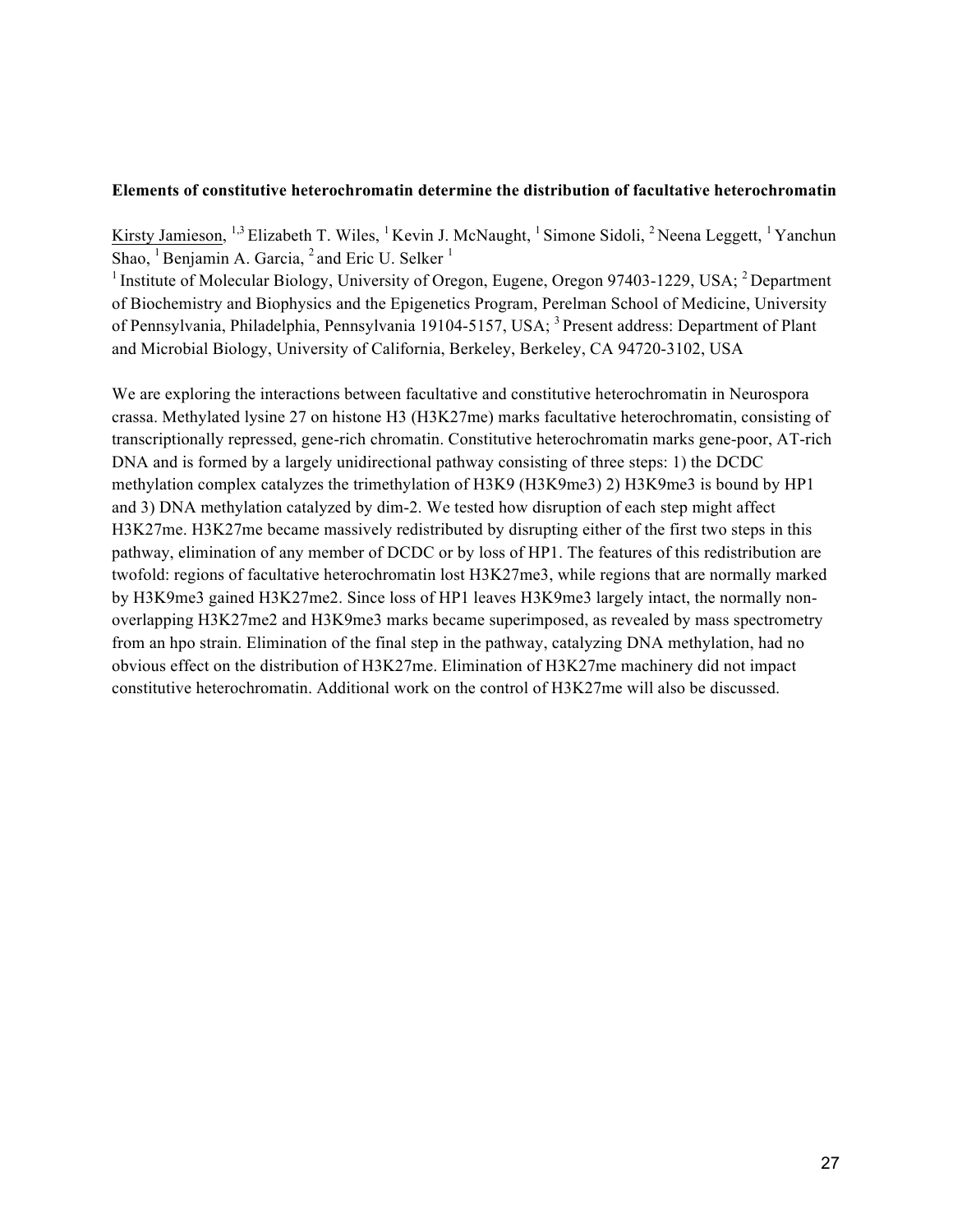**Elements of constitutive heterochromatin determine the distribution of facultative heterochromatin**

Kirsty Jamieson, [1,3] Elizabeth T. Wiles, [1] Kevin J. McNaught, [1] Simone Sidoli, [2] Neena Leggett, [1] Yanchun Shao, [1] Benjamin A. Garcia, [2] and Eric U. Selker [1]

[1] Institute of Molecular Biology, University of Oregon, Eugene, Oregon 97403-1229, USA; [2] Department of Biochemistry and Biophysics and the Epigenetics Program, Perelman School of Medicine, University of Pennsylvania, Philadelphia, Pennsylvania 19104-5157, USA; [3] Present address: Department of Plant and Microbial Biology, University of California, Berkeley, Berkeley, CA 94720-3102, USA

We are exploring the interactions between facultative and constitutive heterochromatin in Neurospora crassa. Methylated lysine 27 on histone H3 (H3K27me) marks facultative heterochromatin, consisting of transcriptionally repressed, gene-rich chromatin. Constitutive heterochromatin marks gene-poor, AT-rich DNA and is formed by a largely unidirectional pathway consisting of three steps: 1) the DCDC methylation complex catalyzes the trimethylation of H3K9 (H3K9me3) 2) H3K9me3 is bound by HP1 and 3) DNA methylation catalyzed by dim-2. We tested how disruption of each step might affect H3K27me. H3K27me became massively redistributed by disrupting either of the first two steps in this pathway, elimination of any member of DCDC or by loss of HP1. The features of this redistribution are twofold: regions of facultative heterochromatin lost H3K27me3, while regions that are normally marked by H3K9me3 gained H3K27me2. Since loss of HP1 leaves H3K9me3 largely intact, the normally non-overlapping H3K27me2 and H3K9me3 marks became superimposed, as revealed by mass spectrometry from an hpo strain. Elimination of the final step in the pathway, catalyzing DNA methylation, had no obvious effect on the distribution of H3K27me. Elimination of H3K27me machinery did not impact constitutive heterochromatin. Additional work on the control of H3K27me will also be discussed.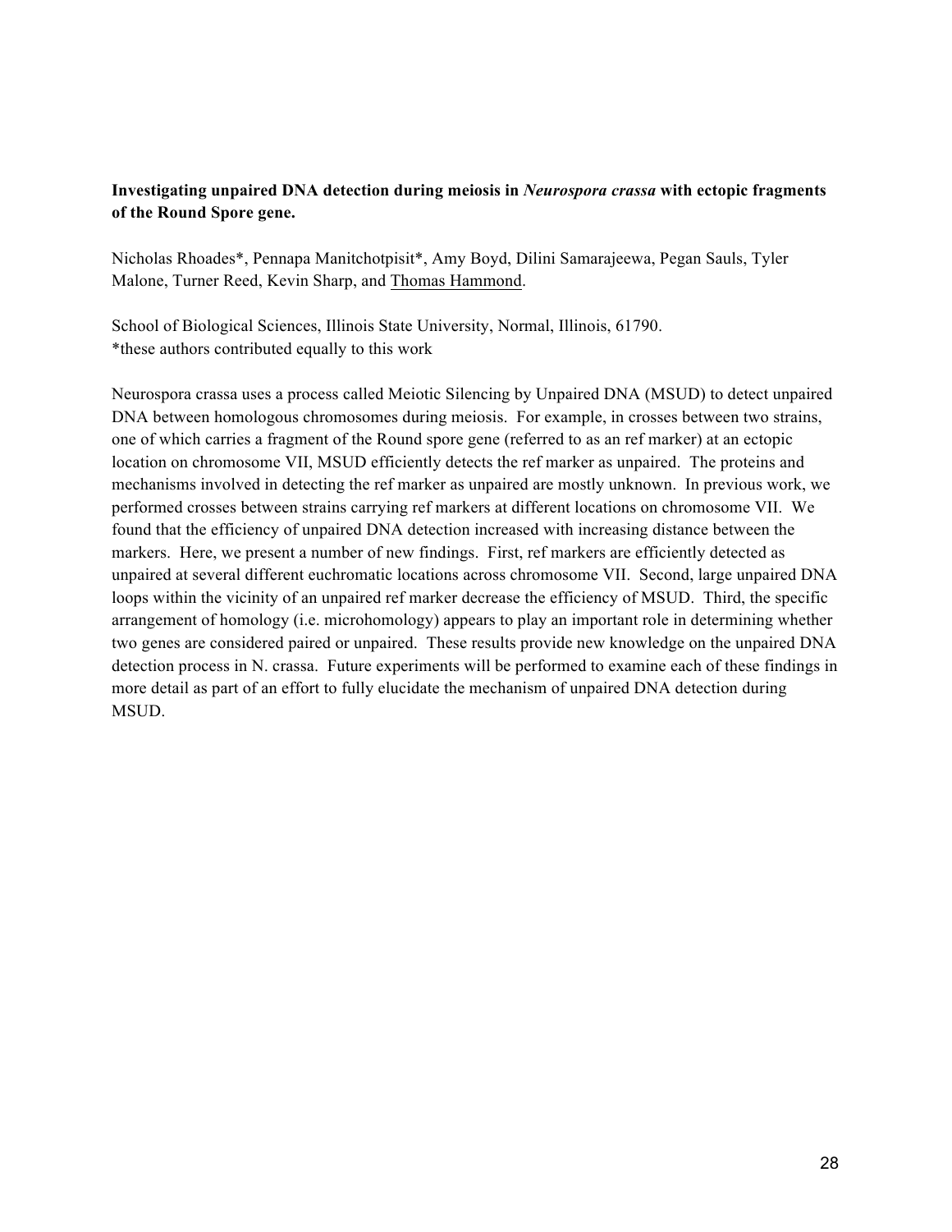**Investigating unpaired DNA detection during meiosis in *Neurospora crassa* with ectopic fragments of the Round Spore gene.**

Nicholas Rhoades*, Pennapa Manitchotpisit*, Amy Boyd, Dilini Samarajeewa, Pegan Sauls, Tyler Malone, Turner Reed, Kevin Sharp, and Thomas Hammond.

School of Biological Sciences, Illinois State University, Normal, Illinois, 61790.
*these authors contributed equally to this work

Neurospora crassa uses a process called Meiotic Silencing by Unpaired DNA (MSUD) to detect unpaired DNA between homologous chromosomes during meiosis. For example, in crosses between two strains, one of which carries a fragment of the Round spore gene (referred to as an ref marker) at an ectopic location on chromosome VII, MSUD efficiently detects the ref marker as unpaired. The proteins and mechanisms involved in detecting the ref marker as unpaired are mostly unknown. In previous work, we performed crosses between strains carrying ref markers at different locations on chromosome VII. We found that the efficiency of unpaired DNA detection increased with increasing distance between the markers. Here, we present a number of new findings. First, ref markers are efficiently detected as unpaired at several different euchromatic locations across chromosome VII. Second, large unpaired DNA loops within the vicinity of an unpaired ref marker decrease the efficiency of MSUD. Third, the specific arrangement of homology (i.e. microhomology) appears to play an important role in determining whether two genes are considered paired or unpaired. These results provide new knowledge on the unpaired DNA detection process in N. crassa. Future experiments will be performed to examine each of these findings in more detail as part of an effort to fully elucidate the mechanism of unpaired DNA detection during MSUD.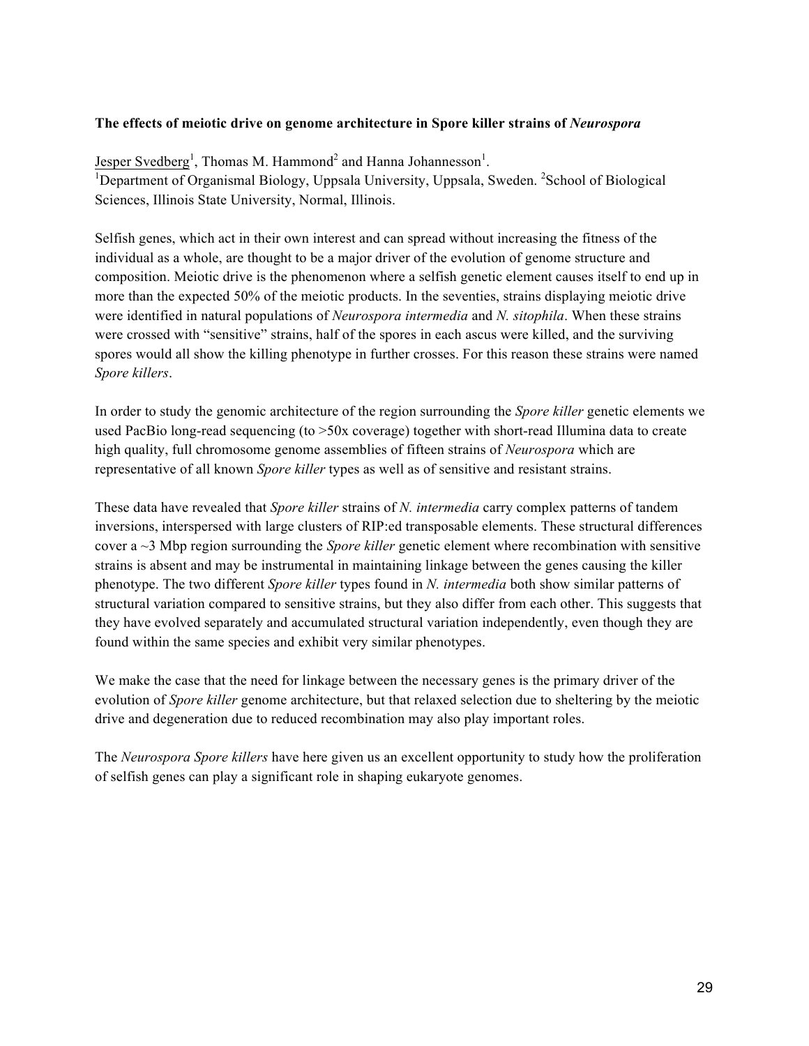**The effects of meiotic drive on genome architecture in Spore killer strains of *Neurospora***

Jesper Svedberg[1], Thomas M. Hammond[2] and Hanna Johannesson[1].
[1]Department of Organismal Biology, Uppsala University, Uppsala, Sweden. [2]School of Biological Sciences, Illinois State University, Normal, Illinois.

Selfish genes, which act in their own interest and can spread without increasing the fitness of the individual as a whole, are thought to be a major driver of the evolution of genome structure and composition. Meiotic drive is the phenomenon where a selfish genetic element causes itself to end up in more than the expected 50% of the meiotic products. In the seventies, strains displaying meiotic drive were identified in natural populations of *Neurospora intermedia* and *N. sitophila*. When these strains were crossed with "sensitive" strains, half of the spores in each ascus were killed, and the surviving spores would all show the killing phenotype in further crosses. For this reason these strains were named *Spore killers*.

In order to study the genomic architecture of the region surrounding the *Spore killer* genetic elements we used PacBio long-read sequencing (to >50x coverage) together with short-read Illumina data to create high quality, full chromosome genome assemblies of fifteen strains of *Neurospora* which are representative of all known *Spore killer* types as well as of sensitive and resistant strains.

These data have revealed that *Spore killer* strains of *N. intermedia* carry complex patterns of tandem inversions, interspersed with large clusters of RIP:ed transposable elements. These structural differences cover a ~3 Mbp region surrounding the *Spore killer* genetic element where recombination with sensitive strains is absent and may be instrumental in maintaining linkage between the genes causing the killer phenotype. The two different *Spore killer* types found in *N. intermedia* both show similar patterns of structural variation compared to sensitive strains, but they also differ from each other. This suggests that they have evolved separately and accumulated structural variation independently, even though they are found within the same species and exhibit very similar phenotypes.

We make the case that the need for linkage between the necessary genes is the primary driver of the evolution of *Spore killer* genome architecture, but that relaxed selection due to sheltering by the meiotic drive and degeneration due to reduced recombination may also play important roles.

The *Neurospora Spore killers* have here given us an excellent opportunity to study how the proliferation of selfish genes can play a significant role in shaping eukaryote genomes.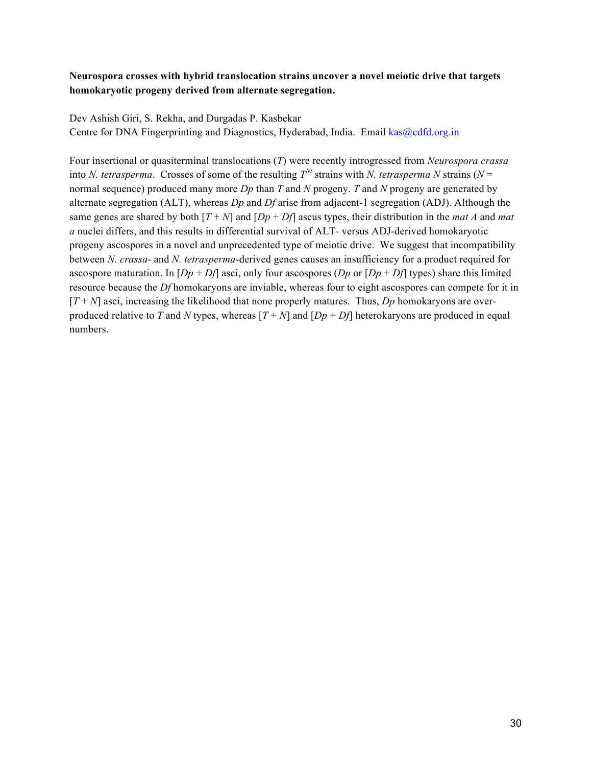**Neurospora crosses with hybrid translocation strains uncover a novel meiotic drive that targets homokaryotic progeny derived from alternate segregation.**

Dev Ashish Giri, S. Rekha, and Durgadas P. Kasbekar
Centre for DNA Fingerprinting and Diagnostics, Hyderabad, India. Email kas@cdfd.org.in

Four insertional or quasiterminal translocations (*T*) were recently introgressed from *Neurospora crassa* into *N. tetrasperma*. Crosses of some of the resulting $T^{Nt}$ strains with *N. tetrasperma N* strains (*N* = normal sequence) produced many more *Dp* than *T* and *N* progeny. *T* and *N* progeny are generated by alternate segregation (ALT), whereas *Dp* and *Df* arise from adjacent-1 segregation (ADJ). Although the same genes are shared by both [*T* + *N*] and [*Dp* + *Df*] ascus types, their distribution in the *mat A* and *mat a* nuclei differs, and this results in differential survival of ALT- versus ADJ-derived homokaryotic progeny ascospores in a novel and unprecedented type of meiotic drive. We suggest that incompatibility between *N. crassa*- and *N. tetrasperma*-derived genes causes an insufficiency for a product required for ascospore maturation. In [*Dp* + *Df*] asci, only four ascospores (*Dp* or [*Dp* + *Df*] types) share this limited resource because the *Df* homokaryons are inviable, whereas four to eight ascospores can compete for it in [*T* + *N*] asci, increasing the likelihood that none properly matures. Thus, *Dp* homokaryons are over-produced relative to *T* and *N* types, whereas [*T* + *N*] and [*Dp* + *Df*] heterokaryons are produced in equal numbers.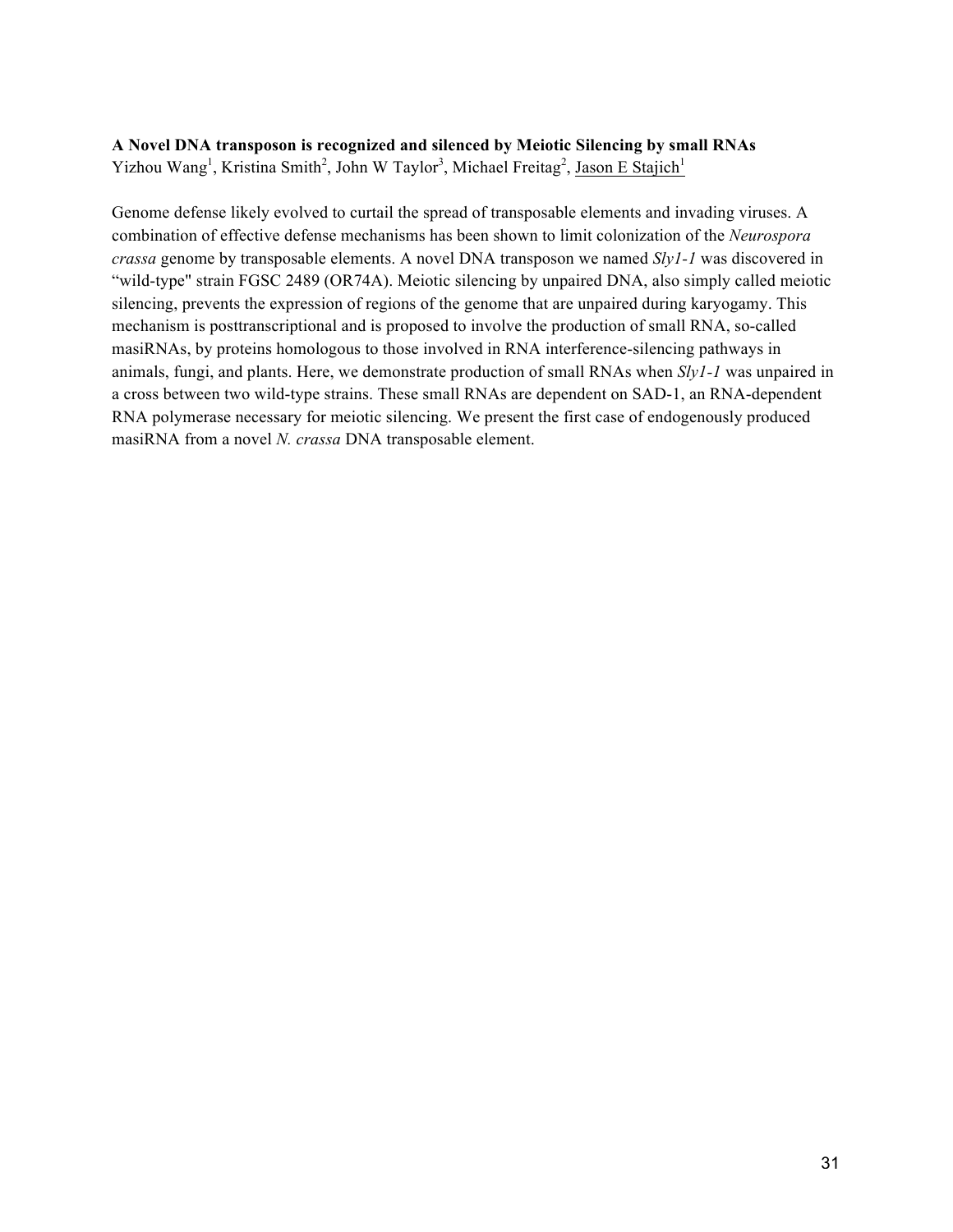**A Novel DNA transposon is recognized and silenced by Meiotic Silencing by small RNAs**

Yizhou Wang[1], Kristina Smith[2], John W Taylor[3], Michael Freitag[2], Jason E Stajich[1]

Genome defense likely evolved to curtail the spread of transposable elements and invading viruses. A combination of effective defense mechanisms has been shown to limit colonization of the *Neurospora crassa* genome by transposable elements. A novel DNA transposon we named *Sly1-1* was discovered in "wild-type" strain FGSC 2489 (OR74A). Meiotic silencing by unpaired DNA, also simply called meiotic silencing, prevents the expression of regions of the genome that are unpaired during karyogamy. This mechanism is posttranscriptional and is proposed to involve the production of small RNA, so-called masiRNAs, by proteins homologous to those involved in RNA interference-silencing pathways in animals, fungi, and plants. Here, we demonstrate production of small RNAs when *Sly1-1* was unpaired in a cross between two wild-type strains. These small RNAs are dependent on SAD-1, an RNA-dependent RNA polymerase necessary for meiotic silencing. We present the first case of endogenously produced masiRNA from a novel *N. crassa* DNA transposable element.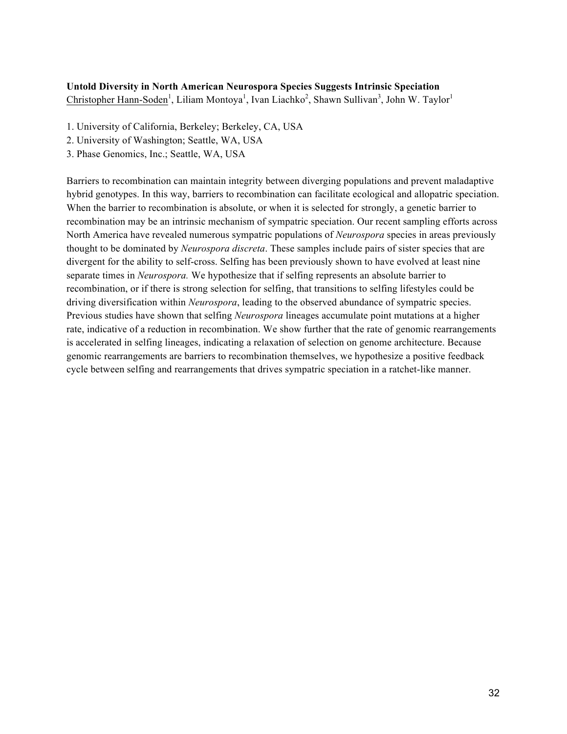**Untold Diversity in North American Neurospora Species Suggests Intrinsic Speciation**

Christopher Hann-Soden[1], Liliam Montoya[1], Ivan Liachko[2], Shawn Sullivan[3], John W. Taylor[1]

1. University of California, Berkeley; Berkeley, CA, USA
2. University of Washington; Seattle, WA, USA
3. Phase Genomics, Inc.; Seattle, WA, USA

Barriers to recombination can maintain integrity between diverging populations and prevent maladaptive hybrid genotypes. In this way, barriers to recombination can facilitate ecological and allopatric speciation. When the barrier to recombination is absolute, or when it is selected for strongly, a genetic barrier to recombination may be an intrinsic mechanism of sympatric speciation. Our recent sampling efforts across North America have revealed numerous sympatric populations of *Neurospora* species in areas previously thought to be dominated by *Neurospora discreta*. These samples include pairs of sister species that are divergent for the ability to self-cross. Selfing has been previously shown to have evolved at least nine separate times in *Neurospora.* We hypothesize that if selfing represents an absolute barrier to recombination, or if there is strong selection for selfing, that transitions to selfing lifestyles could be driving diversification within *Neurospora*, leading to the observed abundance of sympatric species. Previous studies have shown that selfing *Neurospora* lineages accumulate point mutations at a higher rate, indicative of a reduction in recombination. We show further that the rate of genomic rearrangements is accelerated in selfing lineages, indicating a relaxation of selection on genome architecture. Because genomic rearrangements are barriers to recombination themselves, we hypothesize a positive feedback cycle between selfing and rearrangements that drives sympatric speciation in a ratchet-like manner.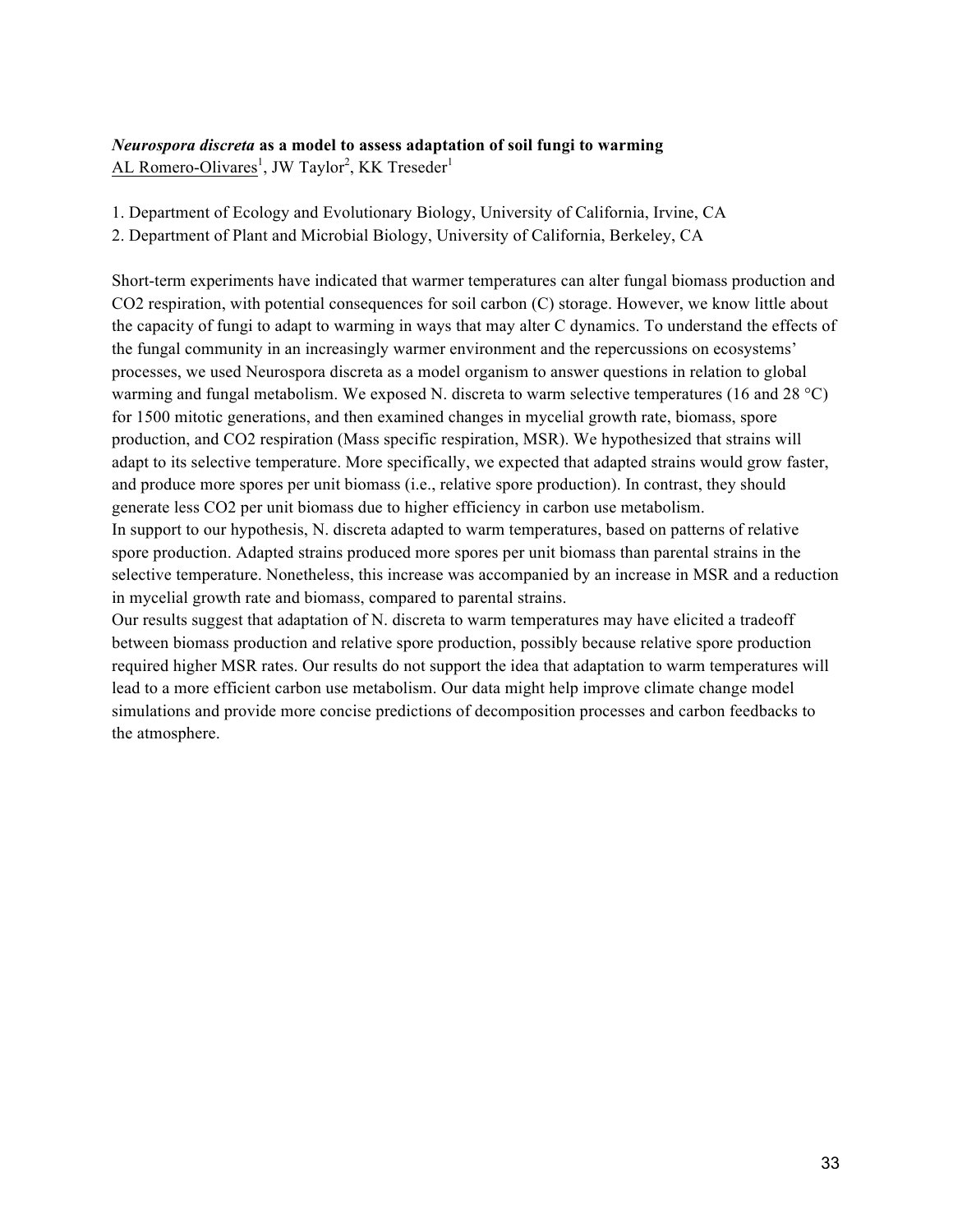### *Neurospora discreta* as a model to assess adaptation of soil fungi to warming

AL Romero-Olivares[1], JW Taylor[2], KK Treseder[1]

1. Department of Ecology and Evolutionary Biology, University of California, Irvine, CA
2. Department of Plant and Microbial Biology, University of California, Berkeley, CA

Short-term experiments have indicated that warmer temperatures can alter fungal biomass production and $CO_2$ respiration, with potential consequences for soil carbon (C) storage. However, we know little about the capacity of fungi to adapt to warming in ways that may alter C dynamics. To understand the effects of the fungal community in an increasingly warmer environment and the repercussions on ecosystems' processes, we used Neurospora discreta as a model organism to answer questions in relation to global warming and fungal metabolism. We exposed N. discreta to warm selective temperatures (16 and 28 °C) for 1500 mitotic generations, and then examined changes in mycelial growth rate, biomass, spore production, and $CO_2$ respiration (Mass specific respiration, MSR). We hypothesized that strains will adapt to its selective temperature. More specifically, we expected that adapted strains would grow faster, and produce more spores per unit biomass (i.e., relative spore production). In contrast, they should generate less $CO_2$ per unit biomass due to higher efficiency in carbon use metabolism.

In support to our hypothesis, N. discreta adapted to warm temperatures, based on patterns of relative spore production. Adapted strains produced more spores per unit biomass than parental strains in the selective temperature. Nonetheless, this increase was accompanied by an increase in MSR and a reduction in mycelial growth rate and biomass, compared to parental strains.

Our results suggest that adaptation of N. discreta to warm temperatures may have elicited a tradeoff between biomass production and relative spore production, possibly because relative spore production required higher MSR rates. Our results do not support the idea that adaptation to warm temperatures will lead to a more efficient carbon use metabolism. Our data might help improve climate change model simulations and provide more concise predictions of decomposition processes and carbon feedbacks to the atmosphere.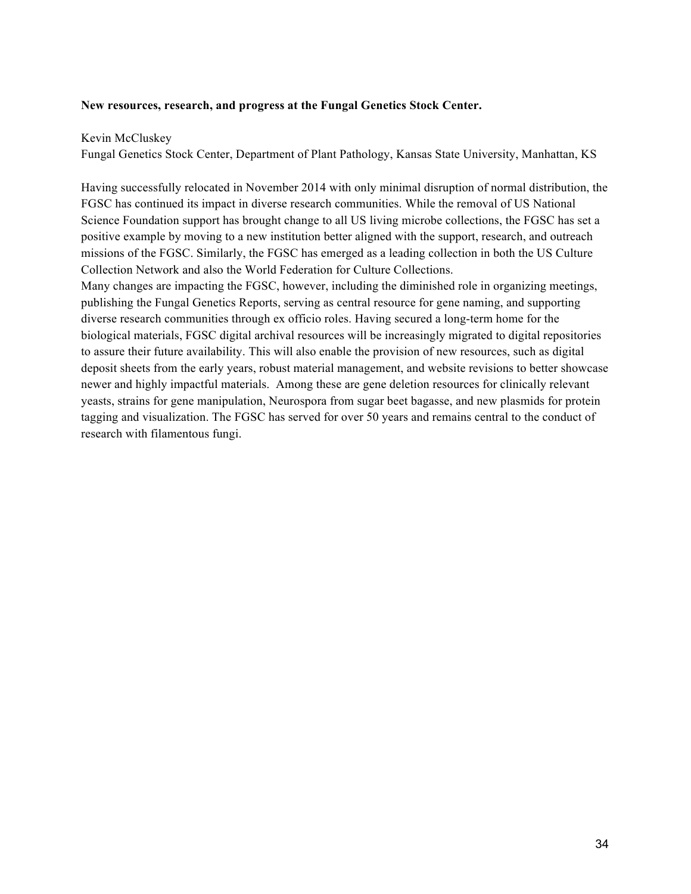**New resources, research, and progress at the Fungal Genetics Stock Center.**

Kevin McCluskey

Fungal Genetics Stock Center, Department of Plant Pathology, Kansas State University, Manhattan, KS

Having successfully relocated in November 2014 with only minimal disruption of normal distribution, the FGSC has continued its impact in diverse research communities. While the removal of US National Science Foundation support has brought change to all US living microbe collections, the FGSC has set a positive example by moving to a new institution better aligned with the support, research, and outreach missions of the FGSC. Similarly, the FGSC has emerged as a leading collection in both the US Culture Collection Network and also the World Federation for Culture Collections.

Many changes are impacting the FGSC, however, including the diminished role in organizing meetings, publishing the Fungal Genetics Reports, serving as central resource for gene naming, and supporting diverse research communities through ex officio roles. Having secured a long-term home for the biological materials, FGSC digital archival resources will be increasingly migrated to digital repositories to assure their future availability. This will also enable the provision of new resources, such as digital deposit sheets from the early years, robust material management, and website revisions to better showcase newer and highly impactful materials. Among these are gene deletion resources for clinically relevant yeasts, strains for gene manipulation, Neurospora from sugar beet bagasse, and new plasmids for protein tagging and visualization. The FGSC has served for over 50 years and remains central to the conduct of research with filamentous fungi.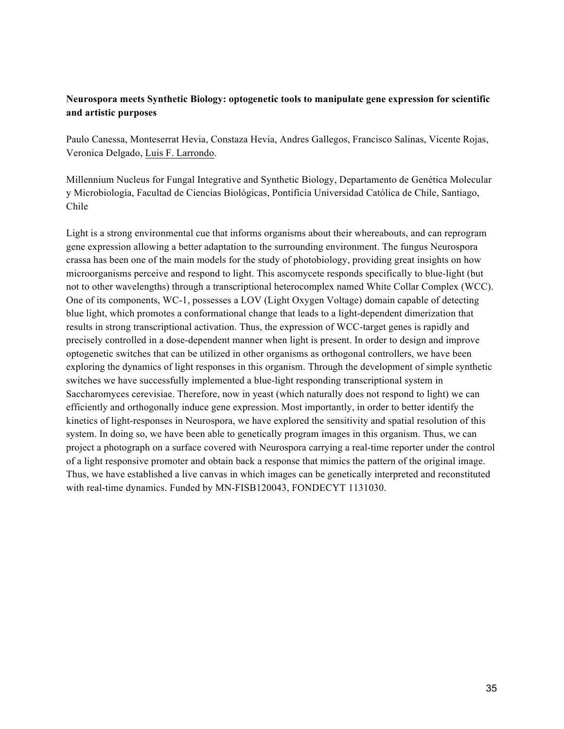**Neurospora meets Synthetic Biology: optogenetic tools to manipulate gene expression for scientific and artistic purposes**

Paulo Canessa, Monteserrat Hevia, Constaza Hevia, Andres Gallegos, Francisco Salinas, Vicente Rojas, Veronica Delgado, Luis F. Larrondo.

Millennium Nucleus for Fungal Integrative and Synthetic Biology, Departamento de Genética Molecular y Microbiología, Facultad de Ciencias Biológicas, Pontificia Universidad Católica de Chile, Santiago, Chile

Light is a strong environmental cue that informs organisms about their whereabouts, and can reprogram gene expression allowing a better adaptation to the surrounding environment. The fungus Neurospora crassa has been one of the main models for the study of photobiology, providing great insights on how microorganisms perceive and respond to light. This ascomycete responds specifically to blue-light (but not to other wavelengths) through a transcriptional heterocomplex named White Collar Complex (WCC). One of its components, WC-1, possesses a LOV (Light Oxygen Voltage) domain capable of detecting blue light, which promotes a conformational change that leads to a light-dependent dimerization that results in strong transcriptional activation. Thus, the expression of WCC-target genes is rapidly and precisely controlled in a dose-dependent manner when light is present. In order to design and improve optogenetic switches that can be utilized in other organisms as orthogonal controllers, we have been exploring the dynamics of light responses in this organism. Through the development of simple synthetic switches we have successfully implemented a blue-light responding transcriptional system in Saccharomyces cerevisiae. Therefore, now in yeast (which naturally does not respond to light) we can efficiently and orthogonally induce gene expression. Most importantly, in order to better identify the kinetics of light-responses in Neurospora, we have explored the sensitivity and spatial resolution of this system. In doing so, we have been able to genetically program images in this organism. Thus, we can project a photograph on a surface covered with Neurospora carrying a real-time reporter under the control of a light responsive promoter and obtain back a response that mimics the pattern of the original image. Thus, we have established a live canvas in which images can be genetically interpreted and reconstituted with real-time dynamics. Funded by MN-FISB120043, FONDECYT 1131030.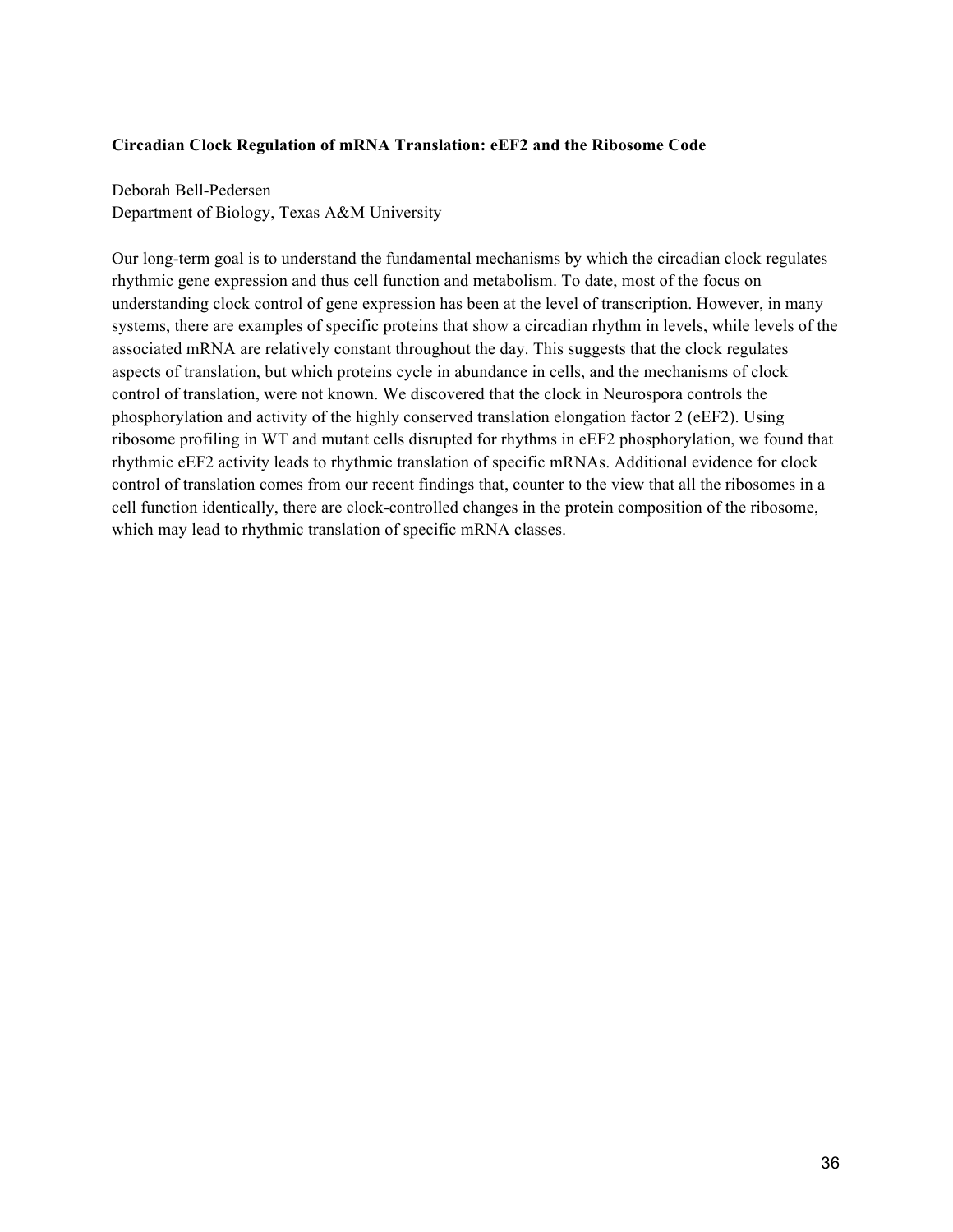**Circadian Clock Regulation of mRNA Translation: eEF2 and the Ribosome Code**

Deborah Bell-Pedersen
Department of Biology, Texas A&M University

Our long-term goal is to understand the fundamental mechanisms by which the circadian clock regulates rhythmic gene expression and thus cell function and metabolism. To date, most of the focus on understanding clock control of gene expression has been at the level of transcription. However, in many systems, there are examples of specific proteins that show a circadian rhythm in levels, while levels of the associated mRNA are relatively constant throughout the day. This suggests that the clock regulates aspects of translation, but which proteins cycle in abundance in cells, and the mechanisms of clock control of translation, were not known. We discovered that the clock in Neurospora controls the phosphorylation and activity of the highly conserved translation elongation factor 2 (eEF2). Using ribosome profiling in WT and mutant cells disrupted for rhythms in eEF2 phosphorylation, we found that rhythmic eEF2 activity leads to rhythmic translation of specific mRNAs. Additional evidence for clock control of translation comes from our recent findings that, counter to the view that all the ribosomes in a cell function identically, there are clock-controlled changes in the protein composition of the ribosome, which may lead to rhythmic translation of specific mRNA classes.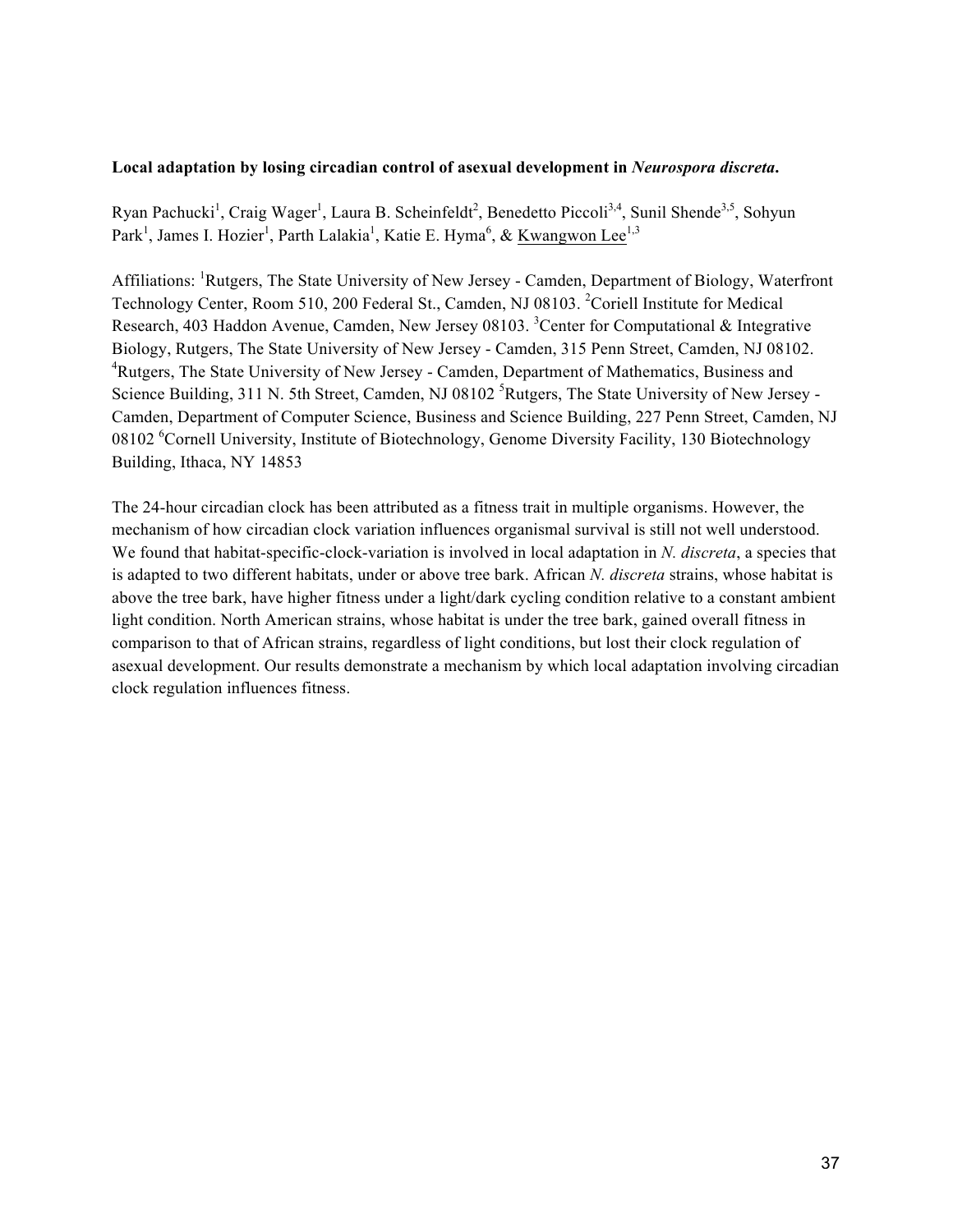**Local adaptation by losing circadian control of asexual development in *Neurospora discreta*.**

Ryan Pachucki[1], Craig Wager[1], Laura B. Scheinfeldt[2], Benedetto Piccoli[3,4], Sunil Shende[3,5], Sohyun Park[1], James I. Hozier[1], Parth Lalakia[1], Katie E. Hyma[6], & Kwangwon Lee[1,3]

Affiliations: [1]Rutgers, The State University of New Jersey - Camden, Department of Biology, Waterfront Technology Center, Room 510, 200 Federal St., Camden, NJ 08103. [2]Coriell Institute for Medical Research, 403 Haddon Avenue, Camden, New Jersey 08103. [3]Center for Computational & Integrative Biology, Rutgers, The State University of New Jersey - Camden, 315 Penn Street, Camden, NJ 08102. [4]Rutgers, The State University of New Jersey - Camden, Department of Mathematics, Business and Science Building, 311 N. 5th Street, Camden, NJ 08102 [5]Rutgers, The State University of New Jersey - Camden, Department of Computer Science, Business and Science Building, 227 Penn Street, Camden, NJ 08102 [6]Cornell University, Institute of Biotechnology, Genome Diversity Facility, 130 Biotechnology Building, Ithaca, NY 14853

The 24-hour circadian clock has been attributed as a fitness trait in multiple organisms. However, the mechanism of how circadian clock variation influences organismal survival is still not well understood. We found that habitat-specific-clock-variation is involved in local adaptation in *N. discreta*, a species that is adapted to two different habitats, under or above tree bark. African *N. discreta* strains, whose habitat is above the tree bark, have higher fitness under a light/dark cycling condition relative to a constant ambient light condition. North American strains, whose habitat is under the tree bark, gained overall fitness in comparison to that of African strains, regardless of light conditions, but lost their clock regulation of asexual development. Our results demonstrate a mechanism by which local adaptation involving circadian clock regulation influences fitness.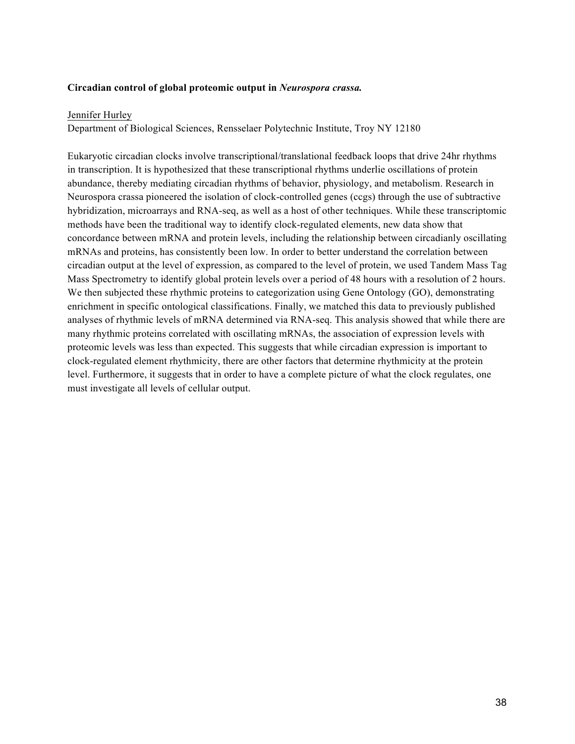**Circadian control of global proteomic output in *Neurospora crassa.***

Jennifer Hurley
Department of Biological Sciences, Rensselaer Polytechnic Institute, Troy NY 12180

Eukaryotic circadian clocks involve transcriptional/translational feedback loops that drive 24hr rhythms in transcription. It is hypothesized that these transcriptional rhythms underlie oscillations of protein abundance, thereby mediating circadian rhythms of behavior, physiology, and metabolism. Research in Neurospora crassa pioneered the isolation of clock-controlled genes (ccgs) through the use of subtractive hybridization, microarrays and RNA-seq, as well as a host of other techniques. While these transcriptomic methods have been the traditional way to identify clock-regulated elements, new data show that concordance between mRNA and protein levels, including the relationship between circadianly oscillating mRNAs and proteins, has consistently been low. In order to better understand the correlation between circadian output at the level of expression, as compared to the level of protein, we used Tandem Mass Tag Mass Spectrometry to identify global protein levels over a period of 48 hours with a resolution of 2 hours. We then subjected these rhythmic proteins to categorization using Gene Ontology (GO), demonstrating enrichment in specific ontological classifications. Finally, we matched this data to previously published analyses of rhythmic levels of mRNA determined via RNA-seq. This analysis showed that while there are many rhythmic proteins correlated with oscillating mRNAs, the association of expression levels with proteomic levels was less than expected. This suggests that while circadian expression is important to clock-regulated element rhythmicity, there are other factors that determine rhythmicity at the protein level. Furthermore, it suggests that in order to have a complete picture of what the clock regulates, one must investigate all levels of cellular output.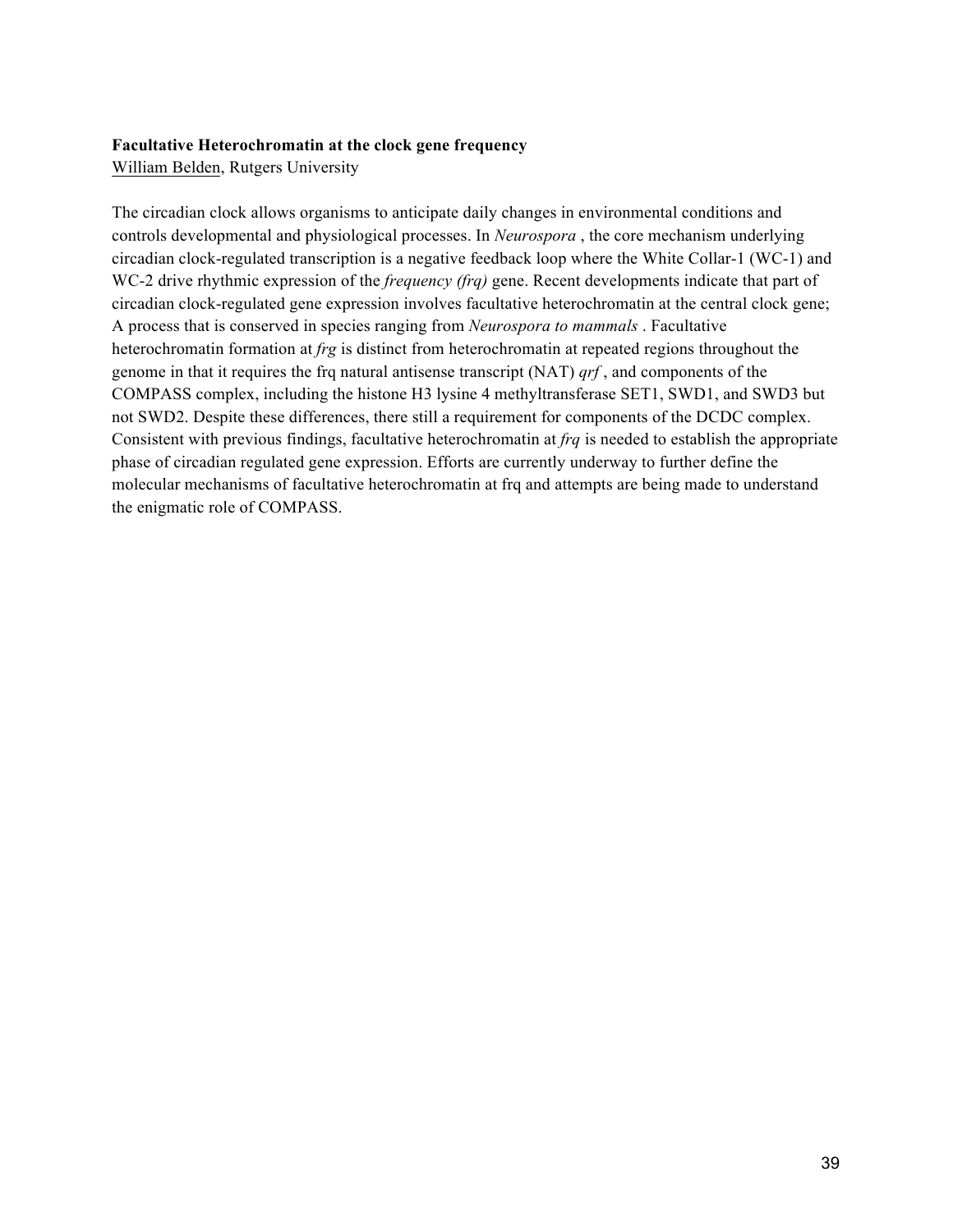**Facultative Heterochromatin at the clock gene frequency**

William Belden, Rutgers University

The circadian clock allows organisms to anticipate daily changes in environmental conditions and controls developmental and physiological processes. In *Neurospora* , the core mechanism underlying circadian clock-regulated transcription is a negative feedback loop where the White Collar-1 (WC-1) and WC-2 drive rhythmic expression of the *frequency (frq)* gene. Recent developments indicate that part of circadian clock-regulated gene expression involves facultative heterochromatin at the central clock gene; A process that is conserved in species ranging from *Neurospora to mammals* . Facultative heterochromatin formation at *frg* is distinct from heterochromatin at repeated regions throughout the genome in that it requires the frq natural antisense transcript (NAT) *qrf* , and components of the COMPASS complex, including the histone H3 lysine 4 methyltransferase SET1, SWD1, and SWD3 but not SWD2. Despite these differences, there still a requirement for components of the DCDC complex. Consistent with previous findings, facultative heterochromatin at *frq* is needed to establish the appropriate phase of circadian regulated gene expression. Efforts are currently underway to further define the molecular mechanisms of facultative heterochromatin at frq and attempts are being made to understand the enigmatic role of COMPASS.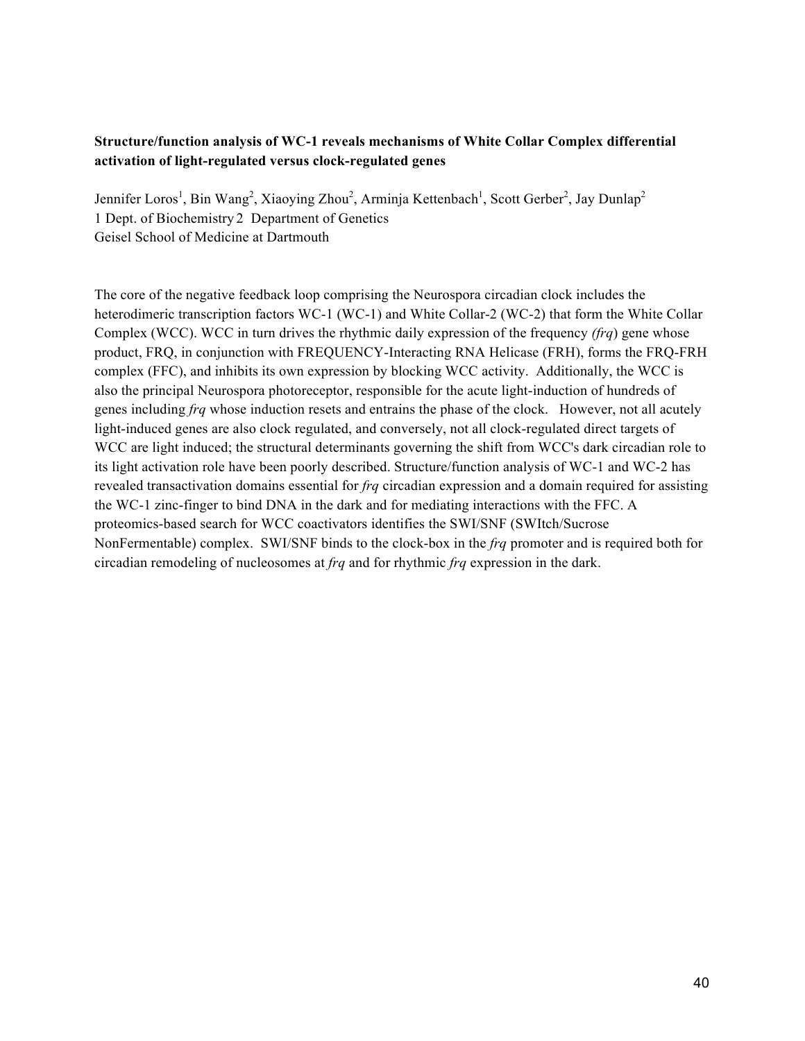**Structure/function analysis of WC-1 reveals mechanisms of White Collar Complex differential activation of light-regulated versus clock-regulated genes**

Jennifer Loros[1], Bin Wang[2], Xiaoying Zhou[2], Arminja Kettenbach[1], Scott Gerber[2], Jay Dunlap[2]
1 Dept. of Biochemistry 2 Department of Genetics
Geisel School of Medicine at Dartmouth

The core of the negative feedback loop comprising the Neurospora circadian clock includes the heterodimeric transcription factors WC-1 (WC-1) and White Collar-2 (WC-2) that form the White Collar Complex (WCC). WCC in turn drives the rhythmic daily expression of the frequency *(frq)* gene whose product, FRQ, in conjunction with FREQUENCY-Interacting RNA Helicase (FRH), forms the FRQ-FRH complex (FFC), and inhibits its own expression by blocking WCC activity. Additionally, the WCC is also the principal Neurospora photoreceptor, responsible for the acute light-induction of hundreds of genes including *frq* whose induction resets and entrains the phase of the clock. However, not all acutely light-induced genes are also clock regulated, and conversely, not all clock-regulated direct targets of WCC are light induced; the structural determinants governing the shift from WCC's dark circadian role to its light activation role have been poorly described. Structure/function analysis of WC-1 and WC-2 has revealed transactivation domains essential for *frq* circadian expression and a domain required for assisting the WC-1 zinc-finger to bind DNA in the dark and for mediating interactions with the FFC. A proteomics-based search for WCC coactivators identifies the SWI/SNF (SWItch/Sucrose NonFermentable) complex. SWI/SNF binds to the clock-box in the *frq* promoter and is required both for circadian remodeling of nucleosomes at *frq* and for rhythmic *frq* expression in the dark.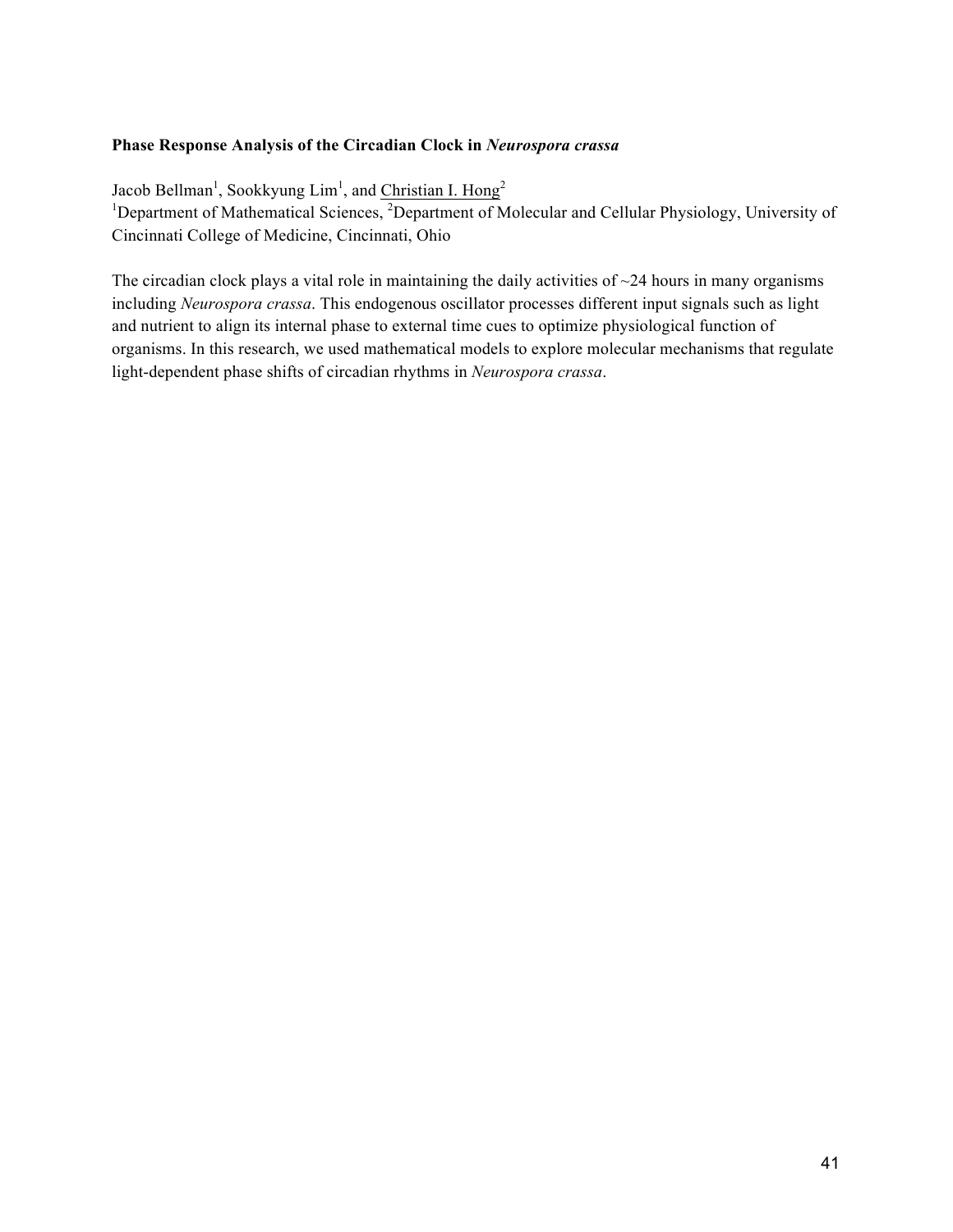**Phase Response Analysis of the Circadian Clock in *Neurospora crassa***

Jacob Bellman[1], Sookkyung Lim[1], and Christian I. Hong[2]
[1]Department of Mathematical Sciences, [2]Department of Molecular and Cellular Physiology, University of Cincinnati College of Medicine, Cincinnati, Ohio

The circadian clock plays a vital role in maintaining the daily activities of ~24 hours in many organisms including *Neurospora crassa*. This endogenous oscillator processes different input signals such as light and nutrient to align its internal phase to external time cues to optimize physiological function of organisms. In this research, we used mathematical models to explore molecular mechanisms that regulate light-dependent phase shifts of circadian rhythms in *Neurospora crassa*.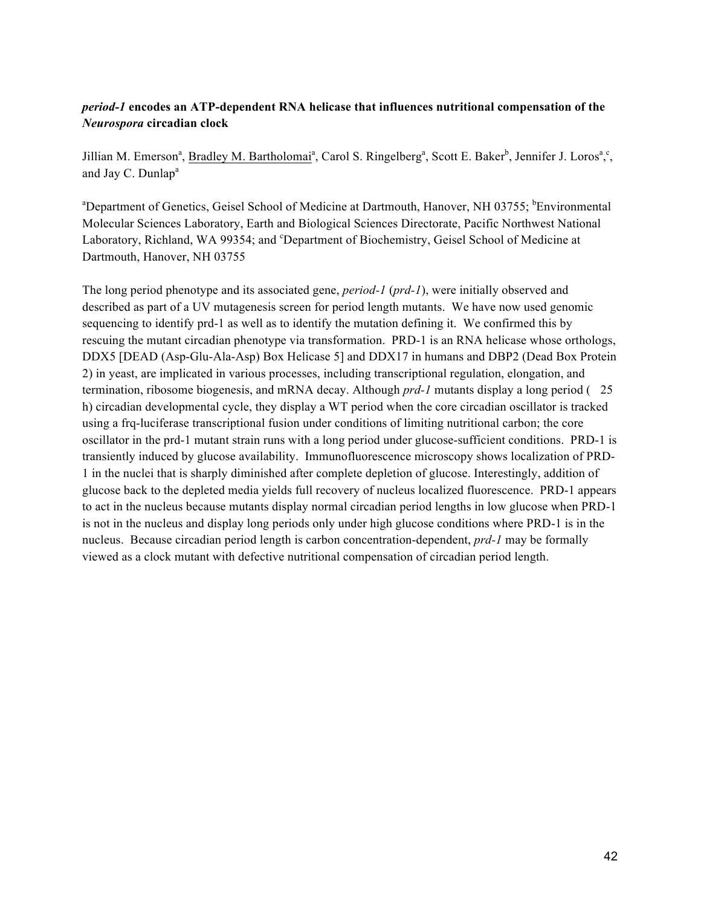### *period-1* encodes an ATP-dependent RNA helicase that influences nutritional compensation of the *Neurospora* circadian clock

Jillian M. Emerson[a], Bradley M. Bartholomai[a], Carol S. Ringelberg[a], Scott E. Baker[b], Jennifer J. Loros[a],[c], and Jay C. Dunlap[a]

[a]Department of Genetics, Geisel School of Medicine at Dartmouth, Hanover, NH 03755; [b]Environmental Molecular Sciences Laboratory, Earth and Biological Sciences Directorate, Pacific Northwest National Laboratory, Richland, WA 99354; and [c]Department of Biochemistry, Geisel School of Medicine at Dartmouth, Hanover, NH 03755

The long period phenotype and its associated gene, *period-1* (*prd-1*), were initially observed and described as part of a UV mutagenesis screen for period length mutants. We have now used genomic sequencing to identify prd-1 as well as to identify the mutation defining it. We confirmed this by rescuing the mutant circadian phenotype via transformation. PRD-1 is an RNA helicase whose orthologs, DDX5 [DEAD (Asp-Glu-Ala-Asp) Box Helicase 5] and DDX17 in humans and DBP2 (Dead Box Protein 2) in yeast, are implicated in various processes, including transcriptional regulation, elongation, and termination, ribosome biogenesis, and mRNA decay. Although *prd-1* mutants display a long period ( 25 h) circadian developmental cycle, they display a WT period when the core circadian oscillator is tracked using a frq-luciferase transcriptional fusion under conditions of limiting nutritional carbon; the core oscillator in the prd-1 mutant strain runs with a long period under glucose-sufficient conditions. PRD-1 is transiently induced by glucose availability. Immunofluorescence microscopy shows localization of PRD-1 in the nuclei that is sharply diminished after complete depletion of glucose. Interestingly, addition of glucose back to the depleted media yields full recovery of nucleus localized fluorescence. PRD-1 appears to act in the nucleus because mutants display normal circadian period lengths in low glucose when PRD-1 is not in the nucleus and display long periods only under high glucose conditions where PRD-1 is in the nucleus. Because circadian period length is carbon concentration-dependent, *prd-1* may be formally viewed as a clock mutant with defective nutritional compensation of circadian period length.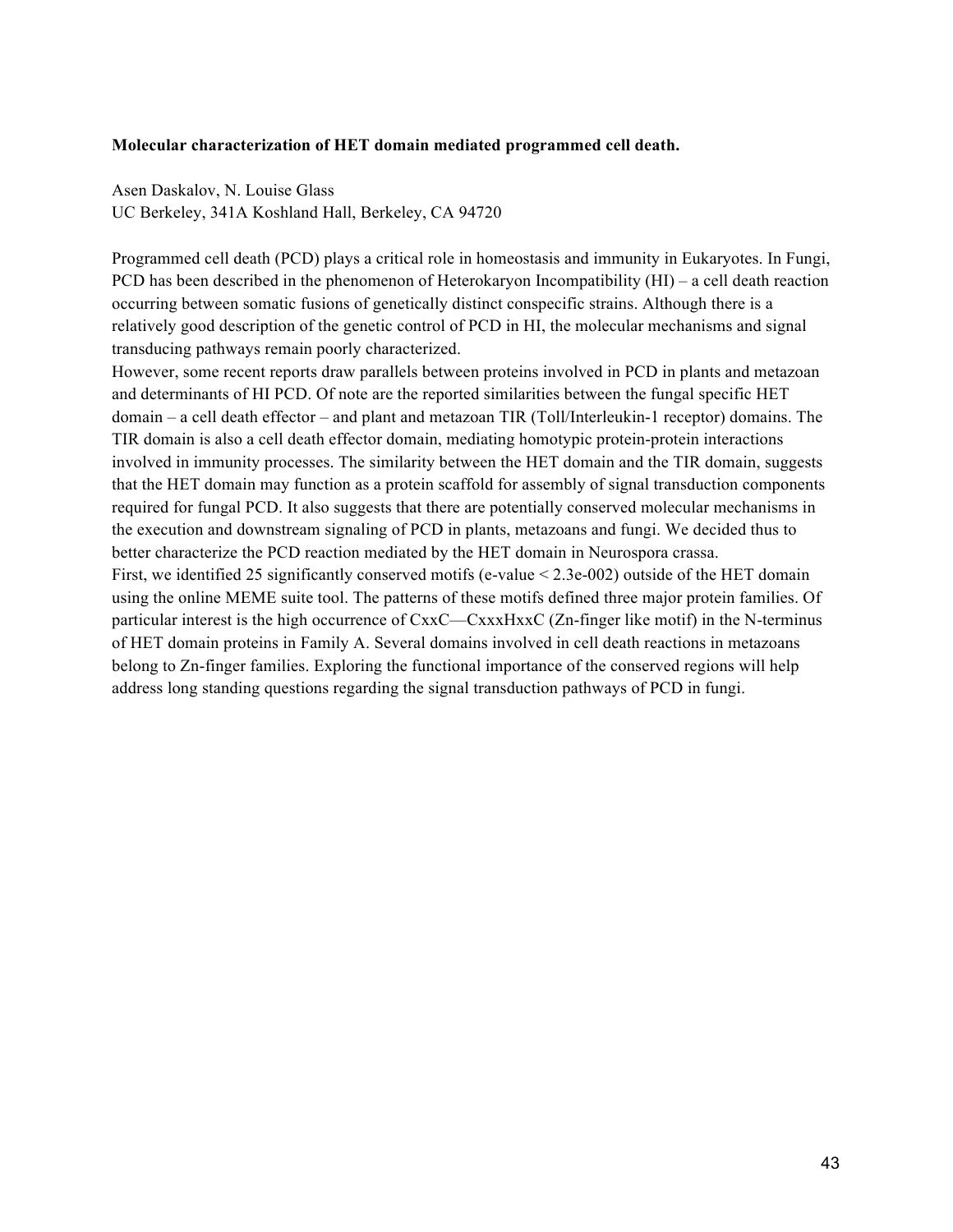**Molecular characterization of HET domain mediated programmed cell death.**

Asen Daskalov, N. Louise Glass
UC Berkeley, 341A Koshland Hall, Berkeley, CA 94720

Programmed cell death (PCD) plays a critical role in homeostasis and immunity in Eukaryotes. In Fungi, PCD has been described in the phenomenon of Heterokaryon Incompatibility (HI) – a cell death reaction occurring between somatic fusions of genetically distinct conspecific strains. Although there is a relatively good description of the genetic control of PCD in HI, the molecular mechanisms and signal transducing pathways remain poorly characterized.
However, some recent reports draw parallels between proteins involved in PCD in plants and metazoan and determinants of HI PCD. Of note are the reported similarities between the fungal specific HET domain – a cell death effector – and plant and metazoan TIR (Toll/Interleukin-1 receptor) domains. The TIR domain is also a cell death effector domain, mediating homotypic protein-protein interactions involved in immunity processes. The similarity between the HET domain and the TIR domain, suggests that the HET domain may function as a protein scaffold for assembly of signal transduction components required for fungal PCD. It also suggests that there are potentially conserved molecular mechanisms in the execution and downstream signaling of PCD in plants, metazoans and fungi. We decided thus to better characterize the PCD reaction mediated by the HET domain in Neurospora crassa.
First, we identified 25 significantly conserved motifs (e-value < 2.3e-002) outside of the HET domain using the online MEME suite tool. The patterns of these motifs defined three major protein families. Of particular interest is the high occurrence of CxxC—CxxxHxxC (Zn-finger like motif) in the N-terminus of HET domain proteins in Family A. Several domains involved in cell death reactions in metazoans belong to Zn-finger families. Exploring the functional importance of the conserved regions will help address long standing questions regarding the signal transduction pathways of PCD in fungi.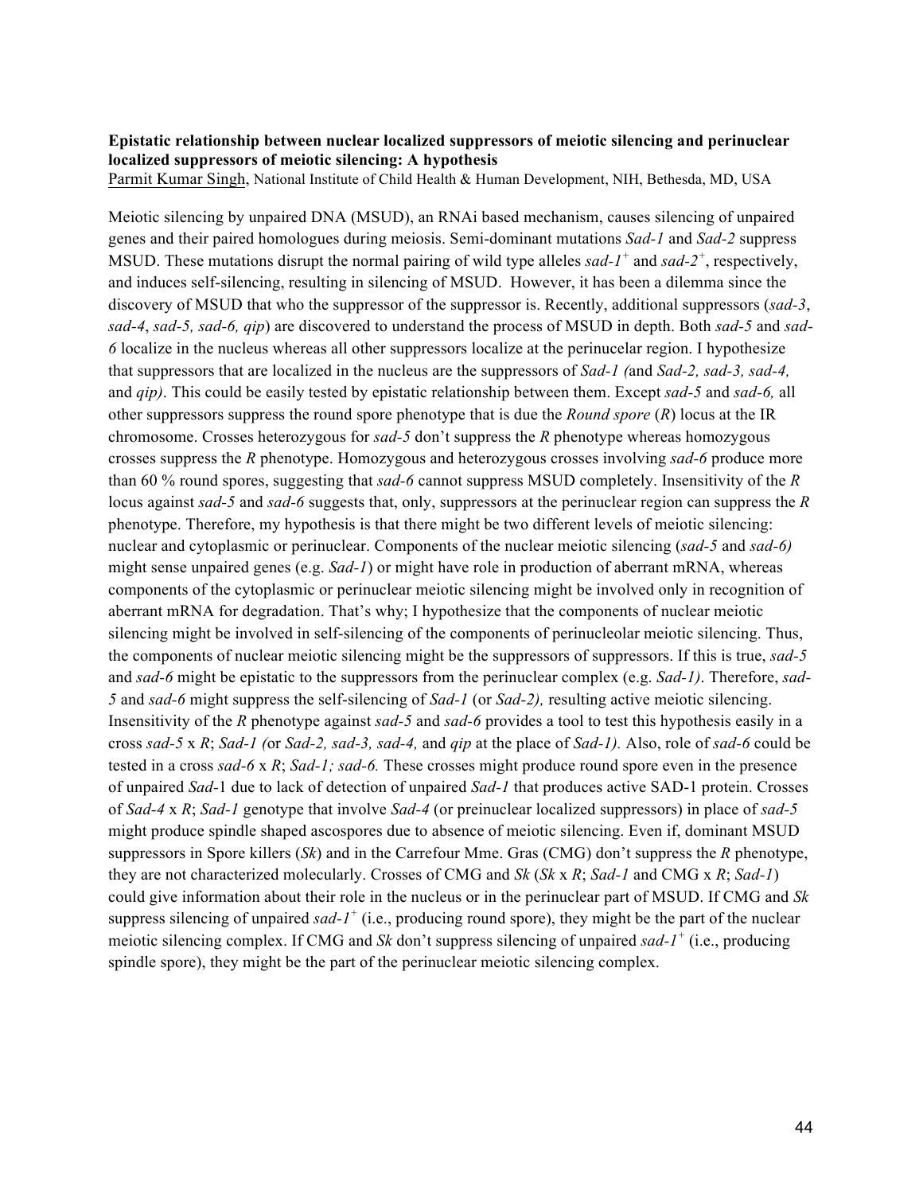**Epistatic relationship between nuclear localized suppressors of meiotic silencing and perinuclear localized suppressors of meiotic silencing: A hypothesis**

Parmit Kumar Singh, National Institute of Child Health & Human Development, NIH, Bethesda, MD, USA

Meiotic silencing by unpaired DNA (MSUD), an RNAi based mechanism, causes silencing of unpaired genes and their paired homologues during meiosis. Semi-dominant mutations *Sad-1* and *Sad-2* suppress MSUD. These mutations disrupt the normal pairing of wild type alleles *sad-1*$^{+}$ and *sad-2*$^{+}$, respectively, and induces self-silencing, resulting in silencing of MSUD. However, it has been a dilemma since the discovery of MSUD that who the suppressor of the suppressor is. Recently, additional suppressors (*sad-3*, *sad-4*, *sad-5, sad-6, qip*) are discovered to understand the process of MSUD in depth. Both *sad-5* and *sad-6* localize in the nucleus whereas all other suppressors localize at the perinucelar region. I hypothesize that suppressors that are localized in the nucleus are the suppressors of *Sad-1 (*and *Sad-2, sad-3, sad-4,* and *qip)*. This could be easily tested by epistatic relationship between them. Except *sad-5* and *sad-6,* all other suppressors suppress the round spore phenotype that is due the *Round spore* (*R*) locus at the IR chromosome. Crosses heterozygous for *sad-5* don't suppress the *R* phenotype whereas homozygous crosses suppress the *R* phenotype. Homozygous and heterozygous crosses involving *sad-6* produce more than 60 % round spores, suggesting that *sad-6* cannot suppress MSUD completely. Insensitivity of the *R* locus against *sad-5* and *sad-6* suggests that, only, suppressors at the perinuclear region can suppress the *R* phenotype. Therefore, my hypothesis is that there might be two different levels of meiotic silencing: nuclear and cytoplasmic or perinuclear. Components of the nuclear meiotic silencing (*sad-5* and *sad-6)* might sense unpaired genes (e.g. *Sad-1*) or might have role in production of aberrant mRNA, whereas components of the cytoplasmic or perinuclear meiotic silencing might be involved only in recognition of aberrant mRNA for degradation. That's why; I hypothesize that the components of nuclear meiotic silencing might be involved in self-silencing of the components of perinucleolar meiotic silencing. Thus, the components of nuclear meiotic silencing might be the suppressors of suppressors. If this is true, *sad-5* and *sad-6* might be epistatic to the suppressors from the perinuclear complex (e.g. *Sad-1)*. Therefore, *sad-5* and *sad-6* might suppress the self-silencing of *Sad-1* (or *Sad-2),* resulting active meiotic silencing. Insensitivity of the *R* phenotype against *sad-5* and *sad-6* provides a tool to test this hypothesis easily in a cross *sad-5* x *R*; *Sad-1 (*or *Sad-2, sad-3, sad-4,* and *qip* at the place of *Sad-1).* Also, role of *sad-6* could be tested in a cross *sad-6* x *R*; *Sad-1; sad-6.* These crosses might produce round spore even in the presence of unpaired *Sad*-1 due to lack of detection of unpaired *Sad-1* that produces active SAD-1 protein. Crosses of *Sad-4* x *R*; *Sad-1* genotype that involve *Sad-4* (or preinuclear localized suppressors) in place of *sad-5* might produce spindle shaped ascospores due to absence of meiotic silencing. Even if, dominant MSUD suppressors in Spore killers (*Sk*) and in the Carrefour Mme. Gras (CMG) don't suppress the *R* phenotype, they are not characterized molecularly. Crosses of CMG and *Sk* (*Sk* x *R*; *Sad-1* and CMG x *R*; *Sad-1*) could give information about their role in the nucleus or in the perinuclear part of MSUD. If CMG and *Sk* suppress silencing of unpaired *sad-1*$^{+}$ (i.e., producing round spore), they might be the part of the nuclear meiotic silencing complex. If CMG and *Sk* don't suppress silencing of unpaired *sad-1*$^{+}$ (i.e., producing spindle spore), they might be the part of the perinuclear meiotic silencing complex.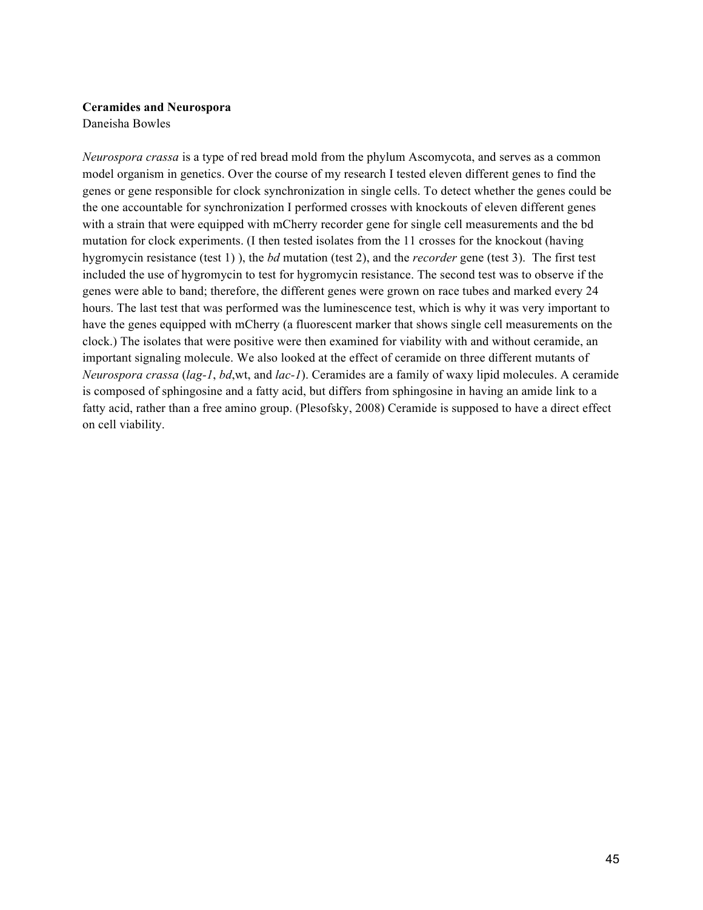**Ceramides and Neurospora**

Daneisha Bowles

*Neurospora crassa* is a type of red bread mold from the phylum Ascomycota, and serves as a common model organism in genetics. Over the course of my research I tested eleven different genes to find the genes or gene responsible for clock synchronization in single cells. To detect whether the genes could be the one accountable for synchronization I performed crosses with knockouts of eleven different genes with a strain that were equipped with mCherry recorder gene for single cell measurements and the bd mutation for clock experiments. (I then tested isolates from the 11 crosses for the knockout (having hygromycin resistance (test 1) ), the *bd* mutation (test 2), and the *recorder* gene (test 3). The first test included the use of hygromycin to test for hygromycin resistance. The second test was to observe if the genes were able to band; therefore, the different genes were grown on race tubes and marked every 24 hours. The last test that was performed was the luminescence test, which is why it was very important to have the genes equipped with mCherry (a fluorescent marker that shows single cell measurements on the clock.) The isolates that were positive were then examined for viability with and without ceramide, an important signaling molecule. We also looked at the effect of ceramide on three different mutants of *Neurospora crassa* (*lag-1*, *bd*,wt, and *lac-1*). Ceramides are a family of waxy lipid molecules. A ceramide is composed of sphingosine and a fatty acid, but differs from sphingosine in having an amide link to a fatty acid, rather than a free amino group. (Plesofsky, 2008) Ceramide is supposed to have a direct effect on cell viability.